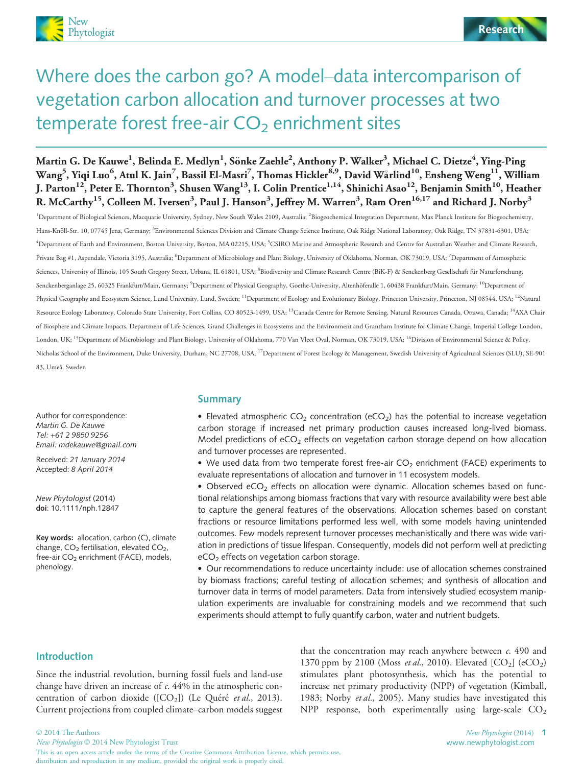# Where does the carbon go? A model–data intercomparison of vegetation carbon allocation and turnover processes at two temperate forest free-air $CO_2$ enrichment sites

**Martin G. De Kauwe[1], Belinda E. Medlyn[1], Sönke Zaehle[2], Anthony P. Walker[3], Michael C. Dietze[4], Ying-Ping Wang[5], Yiqi Luo[6], Atul K. Jain[7], Bassil El-Masri[7], Thomas Hickler[8,9], David Wårlind[10], Ensheng Weng[11], William J. Parton[12], Peter E. Thornton[3], Shusen Wang[13], I. Colin Prentice[1,14], Shinichi Asao[12], Benjamin Smith[10], Heather R. McCarthy[15], Colleen M. Iversen[3], Paul J. Hanson[3], Jeffrey M. Warren[3], Ram Oren[16,17] and Richard J. Norby[3]**

[1]Department of Biological Sciences, Macquarie University, Sydney, New South Wales 2109, Australia; [2]Biogeochemical Integration Department, Max Planck Institute for Biogeochemistry, Hans-Knöll-Str. 10, 07745 Jena, Germany; [3]Environmental Sciences Division and Climate Change Science Institute, Oak Ridge National Laboratory, Oak Ridge, TN 37831-6301, USA; [4]Department of Earth and Environment, Boston University, Boston, MA 02215, USA; [5]CSIRO Marine and Atmospheric Research and Centre for Australian Weather and Climate Research, Private Bag #1, Aspendale, Victoria 3195, Australia; [6]Department of Microbiology and Plant Biology, University of Oklahoma, Norman, OK 73019, USA; [7]Department of Atmospheric Sciences, University of Illinois, 105 South Gregory Street, Urbana, IL 61801, USA; [8]Biodiversity and Climate Research Centre (BiK-F) & Senckenberg Gesellschaft für Naturforschung, Senckenberganlage 25, 60325 Frankfurt/Main, Germany; [9]Department of Physical Geography, Goethe-University, Altenhöferalle 1, 60438 Frankfurt/Main, Germany; [10]Department of Physical Geography and Ecosystem Science, Lund University, Lund, Sweden; [11]Department of Ecology and Evolutionary Biology, Princeton University, Princeton, NJ 08544, USA; [12]Natural Resource Ecology Laboratory, Colorado State University, Fort Collins, CO 80523-1499, USA; [13]Canada Centre for Remote Sensing, Natural Resources Canada, Ottawa, Canada; [14]AXA Chair of Biosphere and Climate Impacts, Department of Life Sciences, Grand Challenges in Ecosystems and the Environment and Grantham Institute for Climate Change, Imperial College London, London, UK; [15]Department of Microbiology and Plant Biology, University of Oklahoma, 770 Van Vleet Oval, Norman, OK 73019, USA; [16]Division of Environmental Science & Policy, Nicholas School of the Environment, Duke University, Durham, NC 27708, USA; [17]Department of Forest Ecology & Management, Swedish University of Agricultural Sciences (SLU), SE-901 83, Umeå, Sweden

Author for correspondence:
*Martin G. De Kauwe*
*Tel: +61 2 9850 9256*
*Email: mdekauwe@gmail.com*

Received: *21 January 2014*
Accepted: *8 April 2014*

*New Phytologist* (2014)
**doi**: 10.1111/nph.12847

**Key words:** allocation, carbon (C), climate change, $CO_2$ fertilisation, elevated $CO_2$, free-air $CO_2$ enrichment (FACE), models, phenology.

## Summary

- Elevated atmospheric $CO_2$ concentration ($eCO_2$) has the potential to increase vegetation carbon storage if increased net primary production causes increased long-lived biomass. Model predictions of $eCO_2$ effects on vegetation carbon storage depend on how allocation and turnover processes are represented.
- We used data from two temperate forest free-air $CO_2$ enrichment (FACE) experiments to evaluate representations of allocation and turnover in 11 ecosystem models.
- Observed $eCO_2$ effects on allocation were dynamic. Allocation schemes based on functional relationships among biomass fractions that vary with resource availability were best able to capture the general features of the observations. Allocation schemes based on constant fractions or resource limitations performed less well, with some models having unintended outcomes. Few models represent turnover processes mechanistically and there was wide variation in predictions of tissue lifespan. Consequently, models did not perform well at predicting $eCO_2$ effects on vegetation carbon storage.
- Our recommendations to reduce uncertainty include: use of allocation schemes constrained by biomass fractions; careful testing of allocation schemes; and synthesis of allocation and turnover data in terms of model parameters. Data from intensively studied ecosystem manipulation experiments are invaluable for constraining models and we recommend that such experiments should attempt to fully quantify carbon, water and nutrient budgets.

## Introduction

Since the industrial revolution, burning fossil fuels and land-use change have driven an increase of *c.* 44% in the atmospheric concentration of carbon dioxide ($[CO_2]$) (Le Quéré *et al.*, 2013). Current projections from coupled climate–carbon models suggest that the concentration may reach anywhere between *c.* 490 and 1370 ppm by 2100 (Moss *et al.*, 2010). Elevated $[CO_2]$ ($eCO_2$) stimulates plant photosynthesis, which has the potential to increase net primary productivity (NPP) of vegetation (Kimball, 1983; Norby *et al.*, 2005). Many studies have investigated this NPP response, both experimentally using large-scale $CO_2$

© 2014 The Authors
*New Phytologist* © 2014 New Phytologist Trust
This is an open access article under the terms of the Creative Commons Attribution License, which permits use, distribution and reproduction in any medium, provided the original work is properly cited.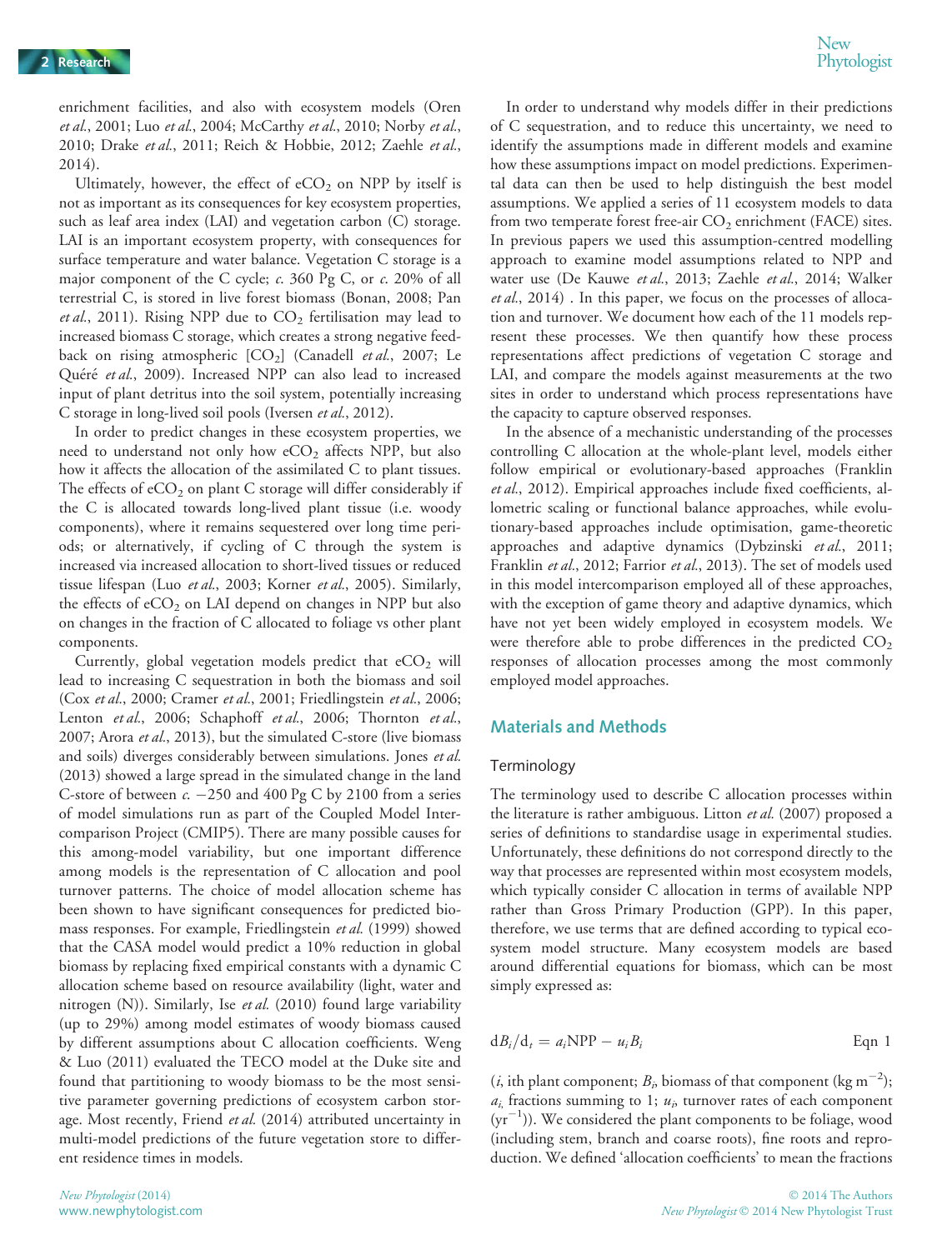enrichment facilities, and also with ecosystem models (Oren *et al.*, 2001; Luo *et al.*, 2004; McCarthy *et al.*, 2010; Norby *et al.*, 2010; Drake *et al.*, 2011; Reich & Hobbie, 2012; Zaehle *et al.*, 2014).

Ultimately, however, the effect of $eCO_2$ on NPP by itself is not as important as its consequences for key ecosystem properties, such as leaf area index (LAI) and vegetation carbon (C) storage. LAI is an important ecosystem property, with consequences for surface temperature and water balance. Vegetation C storage is a major component of the C cycle; *c.* 360 Pg C, or *c.* 20% of all terrestrial C, is stored in live forest biomass (Bonan, 2008; Pan *et al.*, 2011). Rising NPP due to $CO_2$ fertilisation may lead to increased biomass C storage, which creates a strong negative feedback on rising atmospheric $[CO_2]$ (Canadell *et al.*, 2007; Le Quéré *et al.*, 2009). Increased NPP can also lead to increased input of plant detritus into the soil system, potentially increasing C storage in long-lived soil pools (Iversen *et al.*, 2012).

In order to predict changes in these ecosystem properties, we need to understand not only how $eCO_2$ affects NPP, but also how it affects the allocation of the assimilated C to plant tissues. The effects of $eCO_2$ on plant C storage will differ considerably if the C is allocated towards long-lived plant tissue (i.e. woody components), where it remains sequestered over long time periods; or alternatively, if cycling of C through the system is increased via increased allocation to short-lived tissues or reduced tissue lifespan (Luo *et al.*, 2003; Korner *et al.*, 2005). Similarly, the effects of $eCO_2$ on LAI depend on changes in NPP but also on changes in the fraction of C allocated to foliage vs other plant components.

Currently, global vegetation models predict that $eCO_2$ will lead to increasing C sequestration in both the biomass and soil (Cox *et al.*, 2000; Cramer *et al.*, 2001; Friedlingstein *et al.*, 2006; Lenton *et al.*, 2006; Schaphoff *et al.*, 2006; Thornton *et al.*, 2007; Arora *et al.*, 2013), but the simulated C-store (live biomass and soils) diverges considerably between simulations. Jones *et al.* (2013) showed a large spread in the simulated change in the land C-store of between *c.* −250 and 400 Pg C by 2100 from a series of model simulations run as part of the Coupled Model Intercomparison Project (CMIP5). There are many possible causes for this among-model variability, but one important difference among models is the representation of C allocation and pool turnover patterns. The choice of model allocation scheme has been shown to have significant consequences for predicted biomass responses. For example, Friedlingstein *et al.* (1999) showed that the CASA model would predict a 10% reduction in global biomass by replacing fixed empirical constants with a dynamic C allocation scheme based on resource availability (light, water and nitrogen (N)). Similarly, Ise *et al.* (2010) found large variability (up to 29%) among model estimates of woody biomass caused by different assumptions about C allocation coefficients. Weng & Luo (2011) evaluated the TECO model at the Duke site and found that partitioning to woody biomass to be the most sensitive parameter governing predictions of ecosystem carbon storage. Most recently, Friend *et al.* (2014) attributed uncertainty in multi-model predictions of the future vegetation store to different residence times in models.

In order to understand why models differ in their predictions of C sequestration, and to reduce this uncertainty, we need to identify the assumptions made in different models and examine how these assumptions impact on model predictions. Experimental data can then be used to help distinguish the best model assumptions. We applied a series of 11 ecosystem models to data from two temperate forest free-air $CO_2$ enrichment (FACE) sites. In previous papers we used this assumption-centred modelling approach to examine model assumptions related to NPP and water use (De Kauwe *et al.*, 2013; Zaehle *et al.*, 2014; Walker *et al.*, 2014) . In this paper, we focus on the processes of allocation and turnover. We document how each of the 11 models represent these processes. We then quantify how these process representations affect predictions of vegetation C storage and LAI, and compare the models against measurements at the two sites in order to understand which process representations have the capacity to capture observed responses.

In the absence of a mechanistic understanding of the processes controlling C allocation at the whole-plant level, models either follow empirical or evolutionary-based approaches (Franklin *et al.*, 2012). Empirical approaches include fixed coefficients, allometric scaling or functional balance approaches, while evolutionary-based approaches include optimisation, game-theoretic approaches and adaptive dynamics (Dybzinski *et al.*, 2011; Franklin *et al.*, 2012; Farrior *et al.*, 2013). The set of models used in this model intercomparison employed all of these approaches, with the exception of game theory and adaptive dynamics, which have not yet been widely employed in ecosystem models. We were therefore able to probe differences in the predicted $CO_2$ responses of allocation processes among the most commonly employed model approaches.

## Materials and Methods

### Terminology

The terminology used to describe C allocation processes within the literature is rather ambiguous. Litton *et al.* (2007) proposed a series of definitions to standardise usage in experimental studies. Unfortunately, these definitions do not correspond directly to the way that processes are represented within most ecosystem models, which typically consider C allocation in terms of available NPP rather than Gross Primary Production (GPP). In this paper, therefore, we use terms that are defined according to typical ecosystem model structure. Many ecosystem models are based around differential equations for biomass, which can be most simply expressed as:

$$dB_i/d_t = a_i\text{NPP} - u_iB_i \qquad \text{Eqn 1}$$

($i$, ith plant component; $B_i$, biomass of that component (kg $m^{-2}$); $a_i$, fractions summing to 1; $u_i$, turnover rates of each component ($yr^{-1}$)). We considered the plant components to be foliage, wood (including stem, branch and coarse roots), fine roots and reproduction. We defined 'allocation coefficients' to mean the fractions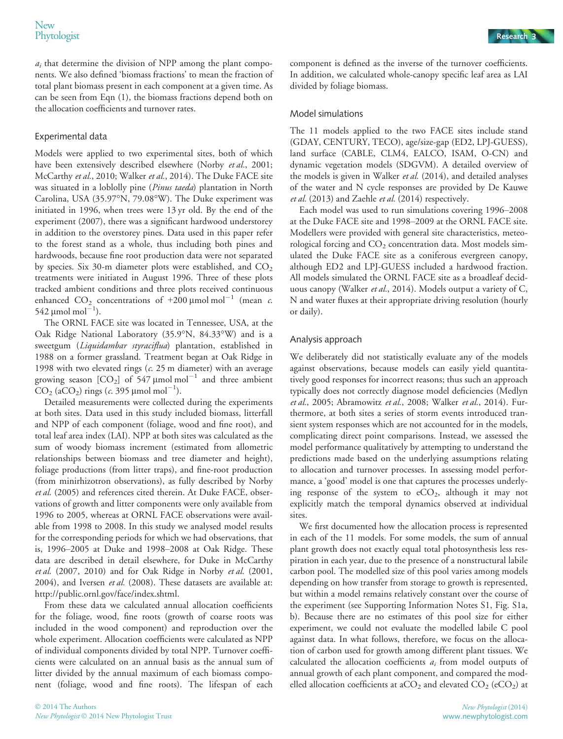$a_i$ that determine the division of NPP among the plant components. We also defined 'biomass fractions' to mean the fraction of total plant biomass present in each component at a given time. As can be seen from Eqn (1), the biomass fractions depend both on the allocation coefficients and turnover rates.

## Experimental data

Models were applied to two experimental sites, both of which have been extensively described elsewhere (Norby *et al.*, 2001; McCarthy *et al.*, 2010; Walker *et al.*, 2014). The Duke FACE site was situated in a loblolly pine (*Pinus taeda*) plantation in North Carolina, USA (35.97°N, 79.08°W). The Duke experiment was initiated in 1996, when trees were 13 yr old. By the end of the experiment (2007), there was a significant hardwood understorey in addition to the overstorey pines. Data used in this paper refer to the forest stand as a whole, thus including both pines and hardwoods, because fine root production data were not separated by species. Six 30-m diameter plots were established, and $CO_2$ treatments were initiated in August 1996. Three of these plots tracked ambient conditions and three plots received continuous enhanced $CO_2$ concentrations of +200 μmol mol$^{-1}$ (mean *c.* 542 μmol mol$^{-1}$).

The ORNL FACE site was located in Tennessee, USA, at the Oak Ridge National Laboratory (35.9°N, 84.33°W) and is a sweetgum (*Liquidambar styraciflua*) plantation, established in 1988 on a former grassland. Treatment began at Oak Ridge in 1998 with two elevated rings (*c.* 25 m diameter) with an average growing season [$CO_2$] of 547 μmol mol$^{-1}$ and three ambient $CO_2$ ($aCO_2$) rings (*c.* 395 μmol mol$^{-1}$).

Detailed measurements were collected during the experiments at both sites. Data used in this study included biomass, litterfall and NPP of each component (foliage, wood and fine root), and total leaf area index (LAI). NPP at both sites was calculated as the sum of woody biomass increment (estimated from allometric relationships between biomass and tree diameter and height), foliage productions (from litter traps), and fine-root production (from minirhizotron observations), as fully described by Norby *et al.* (2005) and references cited therein. At Duke FACE, observations of growth and litter components were only available from 1996 to 2005, whereas at ORNL FACE observations were available from 1998 to 2008. In this study we analysed model results for the corresponding periods for which we had observations, that is, 1996–2005 at Duke and 1998–2008 at Oak Ridge. These data are described in detail elsewhere, for Duke in McCarthy *et al.* (2007, 2010) and for Oak Ridge in Norby *et al.* (2001, 2004), and Iversen *et al.* (2008). These datasets are available at: http://public.ornl.gov/face/index.shtml.

From these data we calculated annual allocation coefficients for the foliage, wood, fine roots (growth of coarse roots was included in the wood component) and reproduction over the whole experiment. Allocation coefficients were calculated as NPP of individual components divided by total NPP. Turnover coefficients were calculated on an annual basis as the annual sum of litter divided by the annual maximum of each biomass component (foliage, wood and fine roots). The lifespan of each component is defined as the inverse of the turnover coefficients. In addition, we calculated whole-canopy specific leaf area as LAI divided by foliage biomass.

## Model simulations

The 11 models applied to the two FACE sites include stand (GDAY, CENTURY, TECO), age/size-gap (ED2, LPJ-GUESS), land surface (CABLE, CLM4, EALCO, ISAM, O-CN) and dynamic vegetation models (SDGVM). A detailed overview of the models is given in Walker *et al.* (2014), and detailed analyses of the water and N cycle responses are provided by De Kauwe *et al.* (2013) and Zaehle *et al.* (2014) respectively.

Each model was used to run simulations covering 1996–2008 at the Duke FACE site and 1998–2009 at the ORNL FACE site. Modellers were provided with general site characteristics, meteorological forcing and $CO_2$ concentration data. Most models simulated the Duke FACE site as a coniferous evergreen canopy, although ED2 and LPJ-GUESS included a hardwood fraction. All models simulated the ORNL FACE site as a broadleaf deciduous canopy (Walker *et al.*, 2014). Models output a variety of C, N and water fluxes at their appropriate driving resolution (hourly or daily).

## Analysis approach

We deliberately did not statistically evaluate any of the models against observations, because models can easily yield quantitatively good responses for incorrect reasons; thus such an approach typically does not correctly diagnose model deficiencies (Medlyn *et al.*, 2005; Abramowitz *et al.*, 2008; Walker *et al.*, 2014). Furthermore, at both sites a series of storm events introduced transient system responses which are not accounted for in the models, complicating direct point comparisons. Instead, we assessed the model performance qualitatively by attempting to understand the predictions made based on the underlying assumptions relating to allocation and turnover processes. In assessing model performance, a 'good' model is one that captures the processes underlying response of the system to $eCO_2$, although it may not explicitly match the temporal dynamics observed at individual sites.

We first documented how the allocation process is represented in each of the 11 models. For some models, the sum of annual plant growth does not exactly equal total photosynthesis less respiration in each year, due to the presence of a nonstructural labile carbon pool. The modelled size of this pool varies among models depending on how transfer from storage to growth is represented, but within a model remains relatively constant over the course of the experiment (see Supporting Information Notes S1, Fig. S1a, b). Because there are no estimates of this pool size for either experiment, we could not evaluate the modelled labile C pool against data. In what follows, therefore, we focus on the allocation of carbon used for growth among different plant tissues. We calculated the allocation coefficients $a_i$ from model outputs of annual growth of each plant component, and compared the modelled allocation coefficients at $aCO_2$ and elevated $CO_2$ ($eCO_2$) at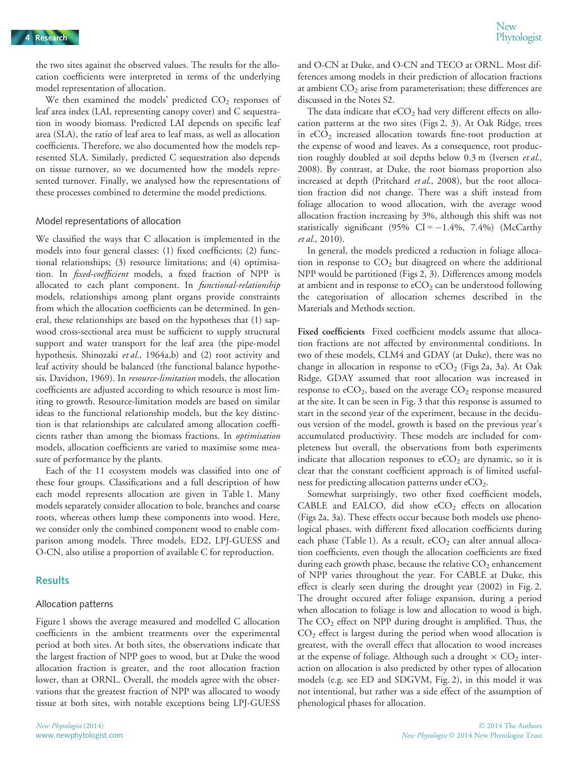the two sites against the observed values. The results for the allocation coefficients were interpreted in terms of the underlying model representation of allocation.

We then examined the models' predicted $CO_2$ responses of leaf area index (LAI, representing canopy cover) and C sequestration in woody biomass. Predicted LAI depends on specific leaf area (SLA), the ratio of leaf area to leaf mass, as well as allocation coefficients. Therefore, we also documented how the models represented SLA. Similarly, predicted C sequestration also depends on tissue turnover, so we documented how the models represented turnover. Finally, we analysed how the representations of these processes combined to determine the model predictions.

### Model representations of allocation

We classified the ways that C allocation is implemented in the models into four general classes: (1) fixed coefficients; (2) functional relationships; (3) resource limitations; and (4) optimisation. In *fixed-coefficient* models, a fixed fraction of NPP is allocated to each plant component. In *functional-relationship* models, relationships among plant organs provide constraints from which the allocation coefficients can be determined. In general, these relationships are based on the hypotheses that (1) sapwood cross-sectional area must be sufficient to supply structural support and water transport for the leaf area (the pipe-model hypothesis, Shinozaki *et al.*, 1964a,b) and (2) root activity and leaf activity should be balanced (the functional balance hypothesis, Davidson, 1969). In *resource-limitation* models, the allocation coefficients are adjusted according to which resource is most limiting to growth. Resource-limitation models are based on similar ideas to the functional relationship models, but the key distinction is that relationships are calculated among allocation coefficients rather than among the biomass fractions. In *optimisation* models, allocation coefficients are varied to maximise some measure of performance by the plants.

Each of the 11 ecosystem models was classified into one of these four groups. Classifications and a full description of how each model represents allocation are given in Table 1. Many models separately consider allocation to bole, branches and coarse roots, whereas others lump these components into wood. Here, we consider only the combined component wood to enable comparison among models. Three models, ED2, LPJ-GUESS and O-CN, also utilise a proportion of available C for reproduction.

## Results

### Allocation patterns

Figure 1 shows the average measured and modelled C allocation coefficients in the ambient treatments over the experimental period at both sites. At both sites, the observations indicate that the largest fraction of NPP goes to wood, but at Duke the wood allocation fraction is greater, and the root allocation fraction lower, than at ORNL. Overall, the models agree with the observations that the greatest fraction of NPP was allocated to woody tissue at both sites, with notable exceptions being LPJ-GUESS and O-CN at Duke, and O-CN and TECO at ORNL. Most differences among models in their prediction of allocation fractions at ambient $CO_2$ arise from parameterisation; these differences are discussed in the Notes S2.

The data indicate that $eCO_2$ had very different effects on allocation patterns at the two sites (Figs 2, 3). At Oak Ridge, trees in $eCO_2$ increased allocation towards fine-root production at the expense of wood and leaves. As a consequence, root production roughly doubled at soil depths below 0.3 m (Iversen *et al.*, 2008). By contrast, at Duke, the root biomass proportion also increased at depth (Pritchard *et al.*, 2008), but the root allocation fraction did not change. There was a shift instead from foliage allocation to wood allocation, with the average wood allocation fraction increasing by 3%, although this shift was not statistically significant (95% CI = −1.4%, 7.4%) (McCarthy *et al.*, 2010).

In general, the models predicted a reduction in foliage allocation in response to $CO_2$ but disagreed on where the additional NPP would be partitioned (Figs 2, 3). Differences among models at ambient and in response to $eCO_2$ can be understood following the categorisation of allocation schemes described in the Materials and Methods section.

**Fixed coefficients** Fixed coefficient models assume that allocation fractions are not affected by environmental conditions. In two of these models, CLM4 and GDAY (at Duke), there was no change in allocation in response to $eCO_2$ (Figs 2a, 3a). At Oak Ridge, GDAY assumed that root allocation was increased in response to $eCO_2$, based on the average $CO_2$ response measured at the site. It can be seen in Fig. 3 that this response is assumed to start in the second year of the experiment, because in the deciduous version of the model, growth is based on the previous year's accumulated productivity. These models are included for completeness but overall, the observations from both experiments indicate that allocation responses to $eCO_2$ are dynamic, so it is clear that the constant coefficient approach is of limited usefulness for predicting allocation patterns under $eCO_2$.

Somewhat surprisingly, two other fixed coefficient models, CABLE and EALCO, did show $eCO_2$ effects on allocation (Figs 2a, 3a). These effects occur because both models use phenological phases, with different fixed allocation coefficients during each phase (Table 1). As a result, $eCO_2$ can alter annual allocation coefficients, even though the allocation coefficients are fixed during each growth phase, because the relative $CO_2$ enhancement of NPP varies throughout the year. For CABLE at Duke, this effect is clearly seen during the drought year (2002) in Fig. 2. The drought occured after foliage expansion, during a period when allocation to foliage is low and allocation to wood is high. The $CO_2$ effect on NPP during drought is amplified. Thus, the $CO_2$ effect is largest during the period when wood allocation is greatest, with the overall effect that allocation to wood increases at the expense of foliage. Although such a drought × $CO_2$ interaction on allocation is also predicted by other types of allocation models (e.g. see ED and SDGVM, Fig. 2), in this model it was not intentional, but rather was a side effect of the assumption of phenological phases for allocation.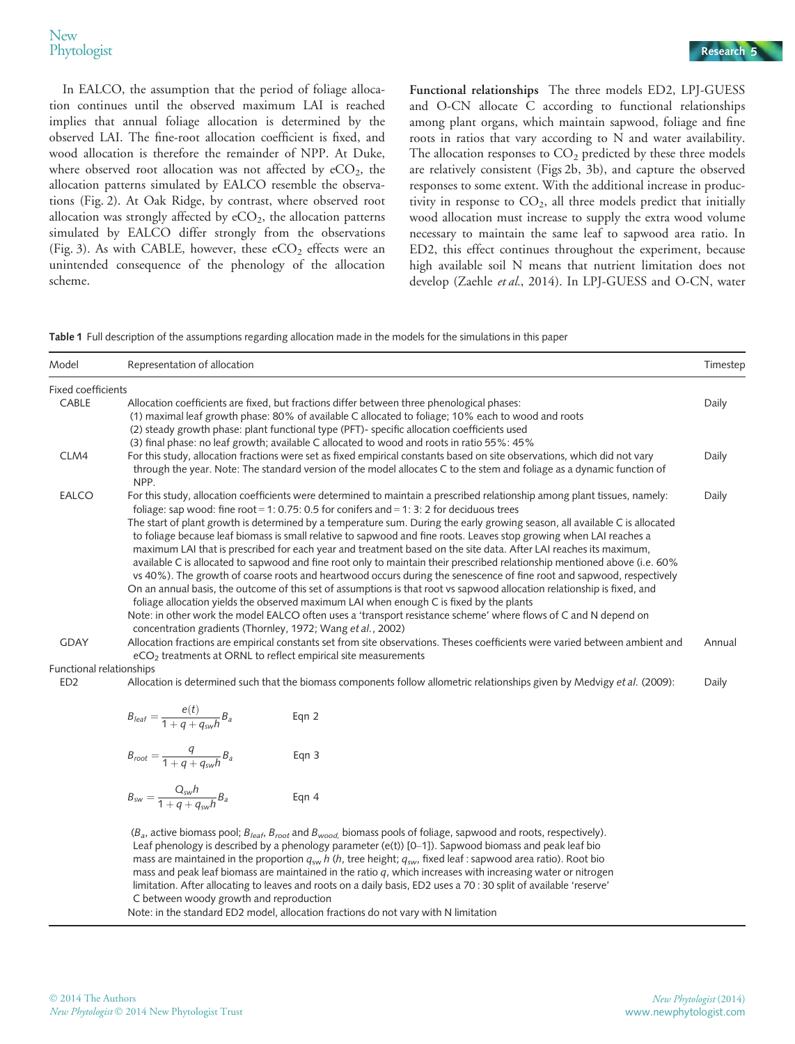In EALCO, the assumption that the period of foliage allocation continues until the observed maximum LAI is reached implies that annual foliage allocation is determined by the observed LAI. The fine-root allocation coefficient is fixed, and wood allocation is therefore the remainder of NPP. At Duke, where observed root allocation was not affected by $eCO_2$, the allocation patterns simulated by EALCO resemble the observations (Fig. 2). At Oak Ridge, by contrast, where observed root allocation was strongly affected by $eCO_2$, the allocation patterns simulated by EALCO differ strongly from the observations (Fig. 3). As with CABLE, however, these $eCO_2$ effects were an unintended consequence of the phenology of the allocation scheme.

**Functional relationships** The three models ED2, LPJ-GUESS and O-CN allocate C according to functional relationships among plant organs, which maintain sapwood, foliage and fine roots in ratios that vary according to N and water availability. The allocation responses to $CO_2$ predicted by these three models are relatively consistent (Figs 2b, 3b), and capture the observed responses to some extent. With the additional increase in productivity in response to $CO_2$, all three models predict that initially wood allocation must increase to supply the extra wood volume necessary to maintain the same leaf to sapwood area ratio. In ED2, this effect continues throughout the experiment, because high available soil N means that nutrient limitation does not develop (Zaehle *et al.*, 2014). In LPJ-GUESS and O-CN, water

**Table 1** Full description of the assumptions regarding allocation made in the models for the simulations in this paper

| Model | Representation of allocation | Timestep |
|---|---|---|
| Fixed coefficients | | |
| CABLE | Allocation coefficients are fixed, but fractions differ between three phenological phases: (1) maximal leaf growth phase: 80% of available C allocated to foliage; 10% each to wood and roots (2) steady growth phase: plant functional type (PFT)- specific allocation coefficients used (3) final phase: no leaf growth; available C allocated to wood and roots in ratio 55%: 45% | Daily |
| CLM4 | For this study, allocation fractions were set as fixed empirical constants based on site observations, which did not vary through the year. Note: The standard version of the model allocates C to the stem and foliage as a dynamic function of NPP. | Daily |
| EALCO | For this study, allocation coefficients were determined to maintain a prescribed relationship among plant tissues, namely: foliage: sap wood: fine root = 1: 0.75: 0.5 for conifers and = 1: 3: 2 for deciduous trees<br>The start of plant growth is determined by a temperature sum. During the early growing season, all available C is allocated to foliage because leaf biomass is small relative to sapwood and fine roots. Leaves stop growing when LAI reaches a maximum LAI that is prescribed for each year and treatment based on the site data. After LAI reaches its maximum, available C is allocated to sapwood and fine root only to maintain their prescribed relationship mentioned above (i.e. 60% vs 40%). The growth of coarse roots and heartwood occurs during the senescence of fine root and sapwood, respectively<br>On an annual basis, the outcome of this set of assumptions is that root vs sapwood allocation relationship is fixed, and foliage allocation yields the observed maximum LAI when enough C is fixed by the plants<br>Note: in other work the model EALCO often uses a 'transport resistance scheme' where flows of C and N depend on concentration gradients (Thornley, 1972; Wang *et al.*, 2002) | Daily |
| GDAY | Allocation fractions are empirical constants set from site observations. Theses coefficients were varied between ambient and $eCO_2$ treatments at ORNL to reflect empirical site measurements | Annual |
| Functional relationships | | |
| ED2 | Allocation is determined such that the biomass components follow allometric relationships given by Medvigy *et al.* (2009):<br>$B_{leaf} = \frac{e(t)}{1+q+q_{sw}h} B_a$ Eqn 2<br>$B_{root} = \frac{q}{1+q+q_{sw}h} B_a$ Eqn 3<br>$B_{sw} = \frac{Q_{sw}h}{1+q+q_{sw}h} B_a$ Eqn 4<br>($B_a$, active biomass pool; $B_{leaf}$, $B_{root}$ and $B_{wood,}$ biomass pools of foliage, sapwood and roots, respectively). Leaf phenology is described by a phenology parameter (e(t)) [0–1]). Sapwood biomass and peak leaf bio mass are maintained in the proportion $q_{sw}$ $h$ ($h$, tree height; $q_{sw}$, fixed leaf : sapwood area ratio). Root bio mass and peak leaf biomass are maintained in the ratio $q$, which increases with increasing water or nitrogen limitation. After allocating to leaves and roots on a daily basis, ED2 uses a 70 : 30 split of available 'reserve' C between woody growth and reproduction<br>Note: in the standard ED2 model, allocation fractions do not vary with N limitation | Daily |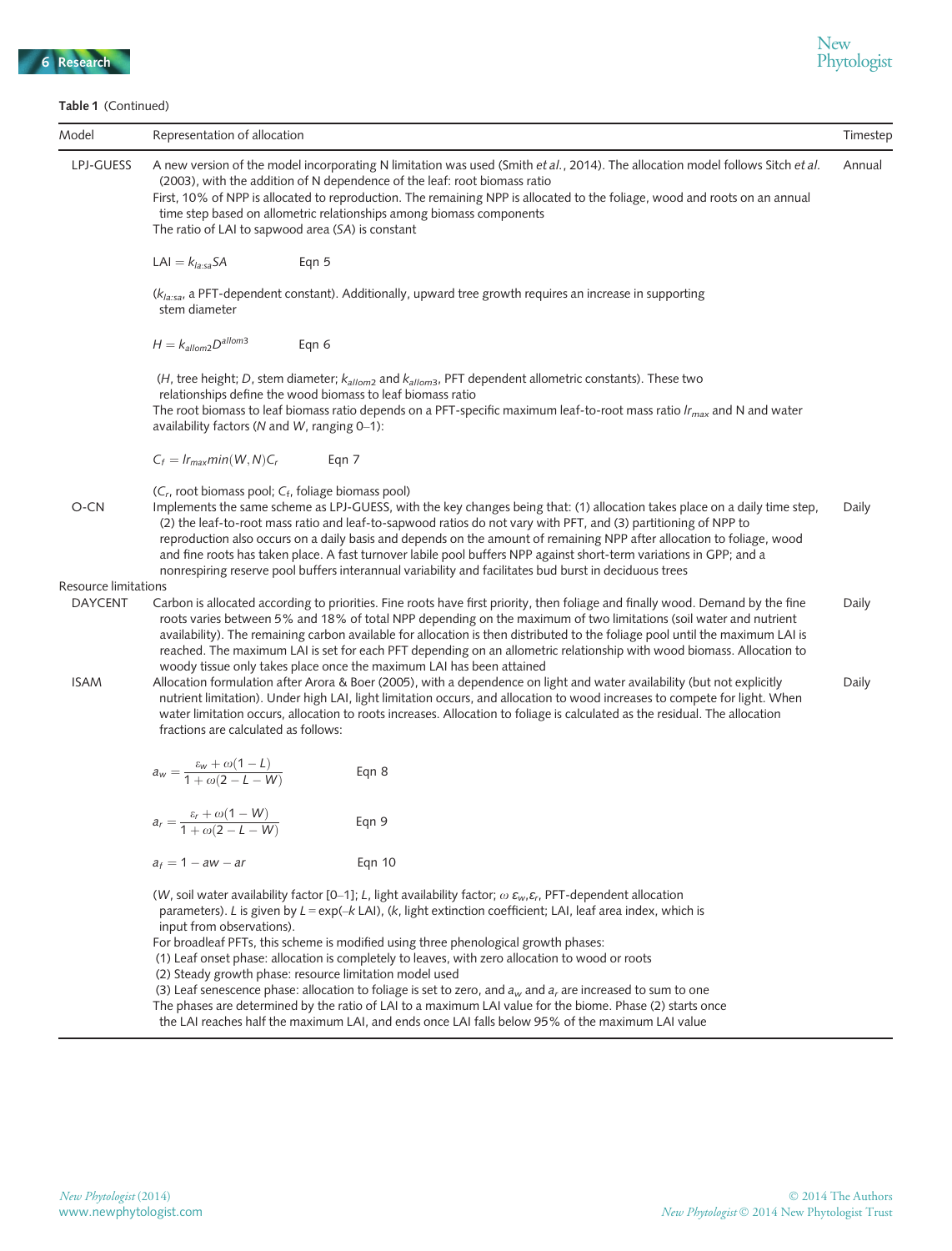**Table 1** (Continued)

| Model | Representation of allocation | Timestep |
|---|---|---|
| LPJ-GUESS | A new version of the model incorporating N limitation was used (Smith *et al.*, 2014). The allocation model follows Sitch *et al.* (2003), with the addition of N dependence of the leaf: root biomass ratio<br>First, 10% of NPP is allocated to reproduction. The remaining NPP is allocated to the foliage, wood and roots on an annual time step based on allometric relationships among biomass components<br>The ratio of LAI to sapwood area (*SA*) is constant<br>$\mathrm{LAI} = k_{la:sa}SA$ Eqn 5<br>($k_{la:sa}$, a PFT-dependent constant). Additionally, upward tree growth requires an increase in supporting stem diameter<br>$H = k_{allom2}D^{allom3}$ Eqn 6<br>(*H*, tree height; *D*, stem diameter; $k_{allom2}$ and $k_{allom3}$, PFT dependent allometric constants). These two relationships define the wood biomass to leaf biomass ratio<br>The root biomass to leaf biomass ratio depends on a PFT-specific maximum leaf-to-root mass ratio $lr_{max}$ and N and water availability factors (*N* and *W*, ranging 0–1):<br>$C_f = lr_{max}\min(W, N)C_r$ Eqn 7<br>($C_r$, root biomass pool; $C_f$, foliage biomass pool) | Annual |
| O-CN | Implements the same scheme as LPJ-GUESS, with the key changes being that: (1) allocation takes place on a daily time step, (2) the leaf-to-root mass ratio and leaf-to-sapwood ratios do not vary with PFT, and (3) partitioning of NPP to reproduction also occurs on a daily basis and depends on the amount of remaining NPP after allocation to foliage, wood and fine roots has taken place. A fast turnover labile pool buffers NPP against short-term variations in GPP; and a nonrespiring reserve pool buffers interannual variability and facilitates bud burst in deciduous trees | Daily |
| Resource limitations | | |
| DAYCENT | Carbon is allocated according to priorities. Fine roots have first priority, then foliage and finally wood. Demand by the fine roots varies between 5% and 18% of total NPP depending on the maximum of two limitations (soil water and nutrient availability). The remaining carbon available for allocation is then distributed to the foliage pool until the maximum LAI is reached. The maximum LAI is set for each PFT depending on an allometric relationship with wood biomass. Allocation to woody tissue only takes place once the maximum LAI has been attained | Daily |
| ISAM | Allocation formulation after Arora & Boer (2005), with a dependence on light and water availability (but not explicitly nutrient limitation). Under high LAI, light limitation occurs, and allocation to wood increases to compete for light. When water limitation occurs, allocation to roots increases. Allocation to foliage is calculated as the residual. The allocation fractions are calculated as follows:<br>$a_w = \frac{\varepsilon_w + \omega(1-L)}{1+\omega(2-L-W)}$ Eqn 8<br>$a_r = \frac{\varepsilon_r + \omega(1-W)}{1+\omega(2-L-W)}$ Eqn 9<br>$a_f = 1 - aw - ar$ Eqn 10<br>(*W*, soil water availability factor [0–1]; *L*, light availability factor; $\omega$ $\varepsilon_w$,$\varepsilon_r$, PFT-dependent allocation parameters). *L* is given by $L = \exp(-k\ \mathrm{LAI})$, (*k*, light extinction coefficient; LAI, leaf area index, which is input from observations).<br>For broadleaf PFTs, this scheme is modified using three phenological growth phases:<br>(1) Leaf onset phase: allocation is completely to leaves, with zero allocation to wood or roots<br>(2) Steady growth phase: resource limitation model used<br>(3) Leaf senescence phase: allocation to foliage is set to zero, and $a_w$ and $a_r$ are increased to sum to one<br>The phases are determined by the ratio of LAI to a maximum LAI value for the biome. Phase (2) starts once the LAI reaches half the maximum LAI, and ends once LAI falls below 95% of the maximum LAI value | Daily |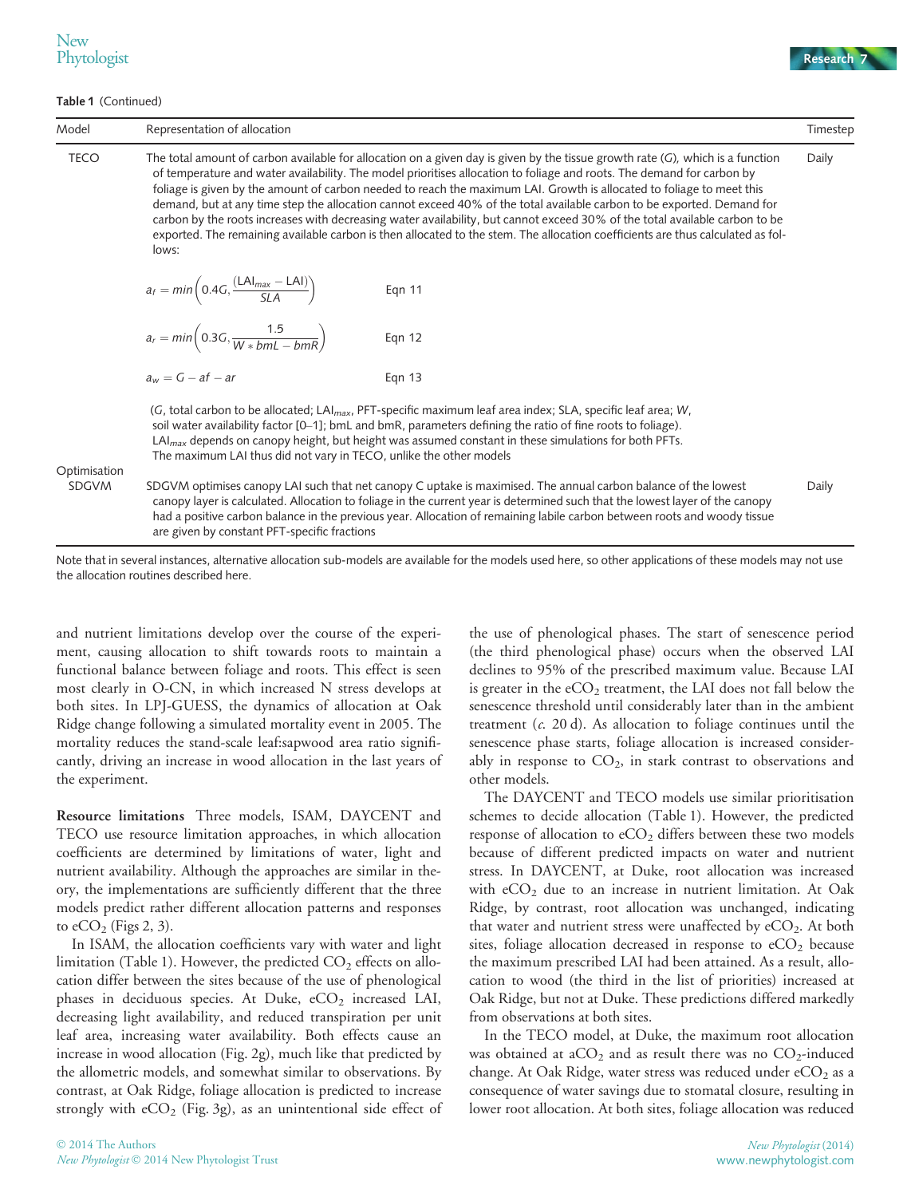Table 1 (Continued)

| Model | Representation of allocation | Timestep |
|---|---|---|
| TECO | The total amount of carbon available for allocation on a given day is given by the tissue growth rate (*G*), which is a function of temperature and water availability. The model prioritises allocation to foliage and roots. The demand for carbon by foliage is given by the amount of carbon needed to reach the maximum LAI. Growth is allocated to foliage to meet this demand, but at any time step the allocation cannot exceed 40% of the total available carbon to be exported. Demand for carbon by the roots increases with decreasing water availability, but cannot exceed 30% of the total available carbon to be exported. The remaining available carbon is then allocated to the stem. The allocation coefficients are thus calculated as follows: $a_f = min\left(0.4G, \frac{(LAI_{max} - LAI)}{SLA}\right)$ Eqn 11; $a_r = min\left(0.3G, \frac{1.5}{W * bmL - bmR}\right)$ Eqn 12; $a_w = G - af - ar$ Eqn 13. (*G*, total carbon to be allocated; $LAI_{max}$, PFT-specific maximum leaf area index; SLA, specific leaf area; *W*, soil water availability factor [0–1]; bmL and bmR, parameters defining the ratio of fine roots to foliage). $LAI_{max}$ depends on canopy height, but height was assumed constant in these simulations for both PFTs. The maximum LAI thus did not vary in TECO, unlike the other models | Daily |
| Optimisation | | |
| SDGVM | SDGVM optimises canopy LAI such that net canopy C uptake is maximised. The annual carbon balance of the lowest canopy layer is calculated. Allocation to foliage in the current year is determined such that the lowest layer of the canopy had a positive carbon balance in the previous year. Allocation of remaining labile carbon between roots and woody tissue are given by constant PFT-specific fractions | Daily |

Note that in several instances, alternative allocation sub-models are available for the models used here, so other applications of these models may not use the allocation routines described here.

and nutrient limitations develop over the course of the experiment, causing allocation to shift towards roots to maintain a functional balance between foliage and roots. This effect is seen most clearly in O-CN, in which increased N stress develops at both sites. In LPJ-GUESS, the dynamics of allocation at Oak Ridge change following a simulated mortality event in 2005. The mortality reduces the stand-scale leaf:sapwood area ratio significantly, driving an increase in wood allocation in the last years of the experiment.

**Resource limitations** Three models, ISAM, DAYCENT and TECO use resource limitation approaches, in which allocation coefficients are determined by limitations of water, light and nutrient availability. Although the approaches are similar in theory, the implementations are sufficiently different that the three models predict rather different allocation patterns and responses to $eCO_2$ (Figs 2, 3).

In ISAM, the allocation coefficients vary with water and light limitation (Table 1). However, the predicted $CO_2$ effects on allocation differ between the sites because of the use of phenological phases in deciduous species. At Duke, $eCO_2$ increased LAI, decreasing light availability, and reduced transpiration per unit leaf area, increasing water availability. Both effects cause an increase in wood allocation (Fig. 2g), much like that predicted by the allometric models, and somewhat similar to observations. By contrast, at Oak Ridge, foliage allocation is predicted to increase strongly with $eCO_2$ (Fig. 3g), as an unintentional side effect of the use of phenological phases. The start of senescence period (the third phenological phase) occurs when the observed LAI declines to 95% of the prescribed maximum value. Because LAI is greater in the $eCO_2$ treatment, the LAI does not fall below the senescence threshold until considerably later than in the ambient treatment (*c.* 20 d). As allocation to foliage continues until the senescence phase starts, foliage allocation is increased considerably in response to $CO_2$, in stark contrast to observations and other models.

The DAYCENT and TECO models use similar prioritisation schemes to decide allocation (Table 1). However, the predicted response of allocation to $eCO_2$ differs between these two models because of different predicted impacts on water and nutrient stress. In DAYCENT, at Duke, root allocation was increased with $eCO_2$ due to an increase in nutrient limitation. At Oak Ridge, by contrast, root allocation was unchanged, indicating that water and nutrient stress were unaffected by $eCO_2$. At both sites, foliage allocation decreased in response to $eCO_2$ because the maximum prescribed LAI had been attained. As a result, allocation to wood (the third in the list of priorities) increased at Oak Ridge, but not at Duke. These predictions differed markedly from observations at both sites.

In the TECO model, at Duke, the maximum root allocation was obtained at $aCO_2$ and as result there was no $CO_2$-induced change. At Oak Ridge, water stress was reduced under $eCO_2$ as a consequence of water savings due to stomatal closure, resulting in lower root allocation. At both sites, foliage allocation was reduced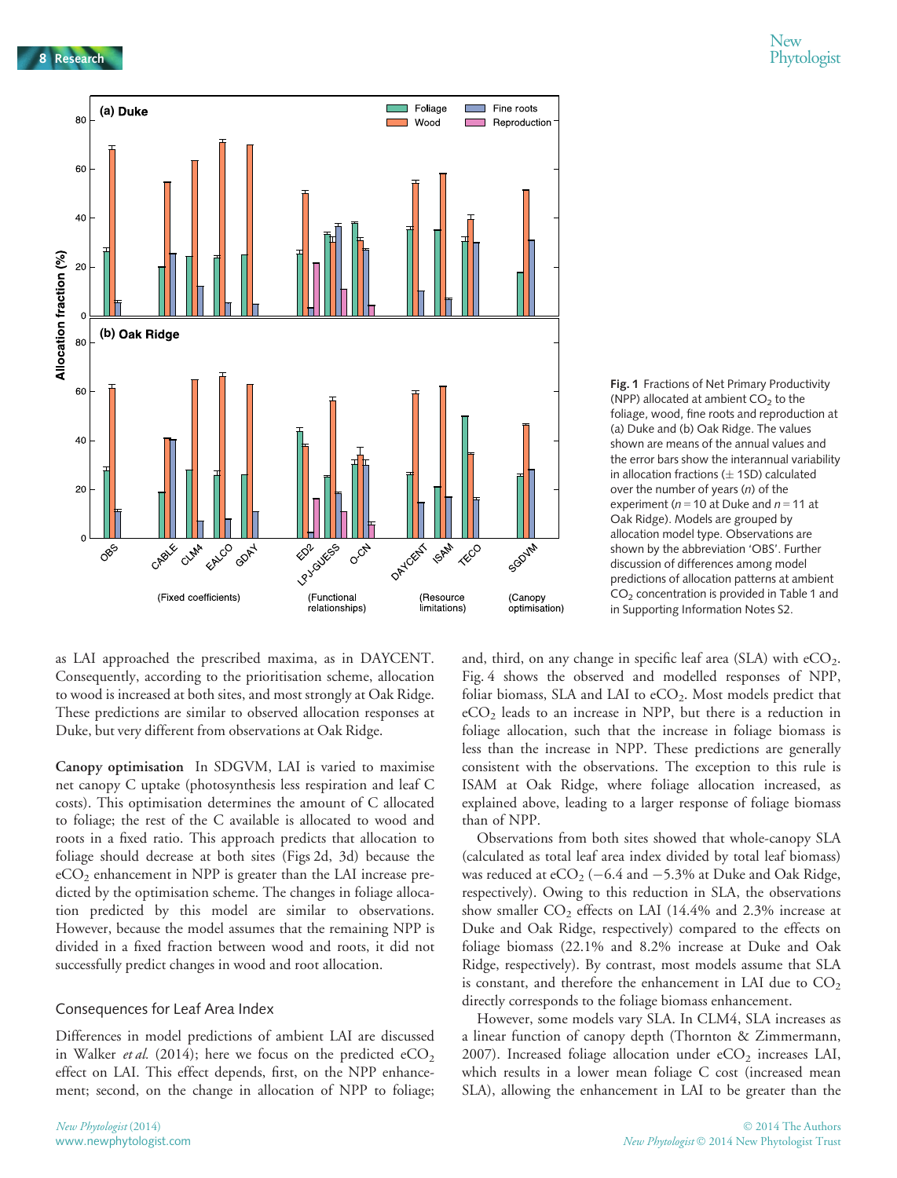Fig. 1 Fractions of Net Primary Productivity (NPP) allocated at ambient $CO_2$ to the foliage, wood, fine roots and reproduction at (a) Duke and (b) Oak Ridge. The values shown are means of the annual values and the error bars show the interannual variability in allocation fractions (± 1SD) calculated over the number of years ($n$) of the experiment ($n = 10$ at Duke and $n = 11$ at Oak Ridge). Models are grouped by allocation model type. Observations are shown by the abbreviation 'OBS'. Further discussion of differences among model predictions of allocation patterns at ambient $CO_2$ concentration is provided in Table 1 and in Supporting Information Notes S2.

as LAI approached the prescribed maxima, as in DAYCENT. Consequently, according to the prioritisation scheme, allocation to wood is increased at both sites, and most strongly at Oak Ridge. These predictions are similar to observed allocation responses at Duke, but very different from observations at Oak Ridge.

**Canopy optimisation** In SDGVM, LAI is varied to maximise net canopy C uptake (photosynthesis less respiration and leaf C costs). This optimisation determines the amount of C allocated to foliage; the rest of the C available is allocated to wood and roots in a fixed ratio. This approach predicts that allocation to foliage should decrease at both sites (Figs 2d, 3d) because the $eCO_2$ enhancement in NPP is greater than the LAI increase predicted by the optimisation scheme. The changes in foliage allocation predicted by this model are similar to observations. However, because the model assumes that the remaining NPP is divided in a fixed fraction between wood and roots, it did not successfully predict changes in wood and root allocation.

## Consequences for Leaf Area Index

Differences in model predictions of ambient LAI are discussed in Walker *et al.* (2014); here we focus on the predicted $eCO_2$ effect on LAI. This effect depends, first, on the NPP enhancement; second, on the change in allocation of NPP to foliage; and, third, on any change in specific leaf area (SLA) with $eCO_2$. Fig. 4 shows the observed and modelled responses of NPP, foliar biomass, SLA and LAI to $eCO_2$. Most models predict that $eCO_2$ leads to an increase in NPP, but there is a reduction in foliage allocation, such that the increase in foliage biomass is less than the increase in NPP. These predictions are generally consistent with the observations. The exception to this rule is ISAM at Oak Ridge, where foliage allocation increased, as explained above, leading to a larger response of foliage biomass than of NPP.

Observations from both sites showed that whole-canopy SLA (calculated as total leaf area index divided by total leaf biomass) was reduced at $eCO_2$ (−6.4 and −5.3% at Duke and Oak Ridge, respectively). Owing to this reduction in SLA, the observations show smaller $CO_2$ effects on LAI (14.4% and 2.3% increase at Duke and Oak Ridge, respectively) compared to the effects on foliage biomass (22.1% and 8.2% increase at Duke and Oak Ridge, respectively). By contrast, most models assume that SLA is constant, and therefore the enhancement in LAI due to $CO_2$ directly corresponds to the foliage biomass enhancement.

However, some models vary SLA. In CLM4, SLA increases as a linear function of canopy depth (Thornton & Zimmermann, 2007). Increased foliage allocation under $eCO_2$ increases LAI, which results in a lower mean foliage C cost (increased mean SLA), allowing the enhancement in LAI to be greater than the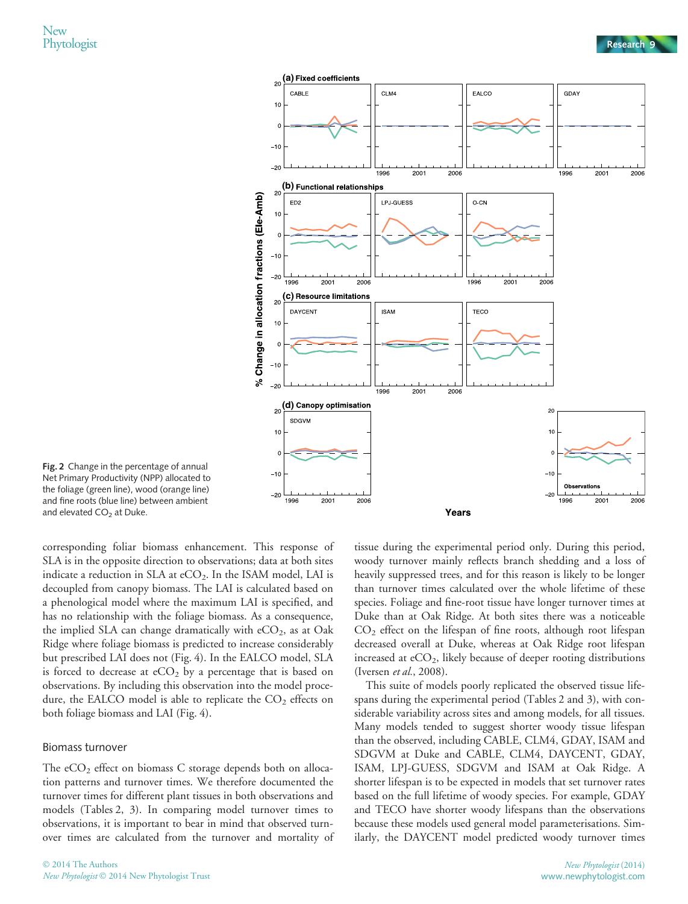Fig. 2 Change in the percentage of annual Net Primary Productivity (NPP) allocated to the foliage (green line), wood (orange line) and fine roots (blue line) between ambient and elevated $CO_2$ at Duke.

corresponding foliar biomass enhancement. This response of SLA is in the opposite direction to observations; data at both sites indicate a reduction in SLA at $eCO_2$. In the ISAM model, LAI is decoupled from canopy biomass. The LAI is calculated based on a phenological model where the maximum LAI is specified, and has no relationship with the foliage biomass. As a consequence, the implied SLA can change dramatically with $eCO_2$, as at Oak Ridge where foliage biomass is predicted to increase considerably but prescribed LAI does not (Fig. 4). In the EALCO model, SLA is forced to decrease at $eCO_2$ by a percentage that is based on observations. By including this observation into the model procedure, the EALCO model is able to replicate the $CO_2$ effects on both foliage biomass and LAI (Fig. 4).

## Biomass turnover

The $eCO_2$ effect on biomass C storage depends both on allocation patterns and turnover times. We therefore documented the turnover times for different plant tissues in both observations and models (Tables 2, 3). In comparing model turnover times to observations, it is important to bear in mind that observed turnover times are calculated from the turnover and mortality of tissue during the experimental period only. During this period, woody turnover mainly reflects branch shedding and a loss of heavily suppressed trees, and for this reason is likely to be longer than turnover times calculated over the whole lifetime of these species. Foliage and fine-root tissue have longer turnover times at Duke than at Oak Ridge. At both sites there was a noticeable $CO_2$ effect on the lifespan of fine roots, although root lifespan decreased overall at Duke, whereas at Oak Ridge root lifespan increased at $eCO_2$, likely because of deeper rooting distributions (Iversen *et al.*, 2008).

This suite of models poorly replicated the observed tissue lifespans during the experimental period (Tables 2 and 3), with considerable variability across sites and among models, for all tissues. Many models tended to suggest shorter woody tissue lifespan than the observed, including CABLE, CLM4, GDAY, ISAM and SDGVM at Duke and CABLE, CLM4, DAYCENT, GDAY, ISAM, LPJ-GUESS, SDGVM and ISAM at Oak Ridge. A shorter lifespan is to be expected in models that set turnover rates based on the full lifetime of woody species. For example, GDAY and TECO have shorter woody lifespans than the observations because these models used general model parameterisations. Similarly, the DAYCENT model predicted woody turnover times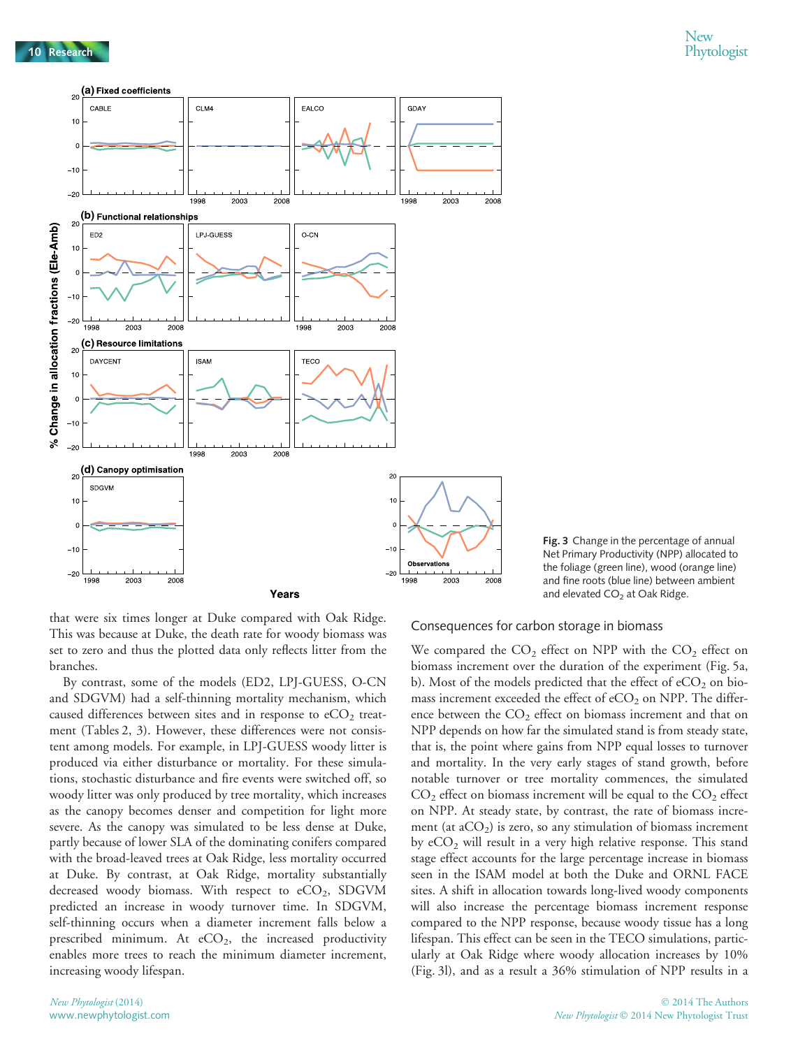Fig. 3 Change in the percentage of annual Net Primary Productivity (NPP) allocated to the foliage (green line), wood (orange line) and fine roots (blue line) between ambient and elevated $CO_2$ at Oak Ridge.

that were six times longer at Duke compared with Oak Ridge. This was because at Duke, the death rate for woody biomass was set to zero and thus the plotted data only reflects litter from the branches.

By contrast, some of the models (ED2, LPJ-GUESS, O-CN and SDGVM) had a self-thinning mortality mechanism, which caused differences between sites and in response to $eCO_2$ treatment (Tables 2, 3). However, these differences were not consistent among models. For example, in LPJ-GUESS woody litter is produced via either disturbance or mortality. For these simulations, stochastic disturbance and fire events were switched off, so woody litter was only produced by tree mortality, which increases as the canopy becomes denser and competition for light more severe. As the canopy was simulated to be less dense at Duke, partly because of lower SLA of the dominating conifers compared with the broad-leaved trees at Oak Ridge, less mortality occurred at Duke. By contrast, at Oak Ridge, mortality substantially decreased woody biomass. With respect to $eCO_2$, SDGVM predicted an increase in woody turnover time. In SDGVM, self-thinning occurs when a diameter increment falls below a prescribed minimum. At $eCO_2$, the increased productivity enables more trees to reach the minimum diameter increment, increasing woody lifespan.

## Consequences for carbon storage in biomass

We compared the $CO_2$ effect on NPP with the $CO_2$ effect on biomass increment over the duration of the experiment (Fig. 5a, b). Most of the models predicted that the effect of $eCO_2$ on biomass increment exceeded the effect of $eCO_2$ on NPP. The difference between the $CO_2$ effect on biomass increment and that on NPP depends on how far the simulated stand is from steady state, that is, the point where gains from NPP equal losses to turnover and mortality. In the very early stages of stand growth, before notable turnover or tree mortality commences, the simulated $CO_2$ effect on biomass increment will be equal to the $CO_2$ effect on NPP. At steady state, by contrast, the rate of biomass increment (at $aCO_2$) is zero, so any stimulation of biomass increment by $eCO_2$ will result in a very high relative response. This stand stage effect accounts for the large percentage increase in biomass seen in the ISAM model at both the Duke and ORNL FACE sites. A shift in allocation towards long-lived woody components will also increase the percentage biomass increment response compared to the NPP response, because woody tissue has a long lifespan. This effect can be seen in the TECO simulations, particularly at Oak Ridge where woody allocation increases by 10% (Fig. 3l), and as a result a 36% stimulation of NPP results in a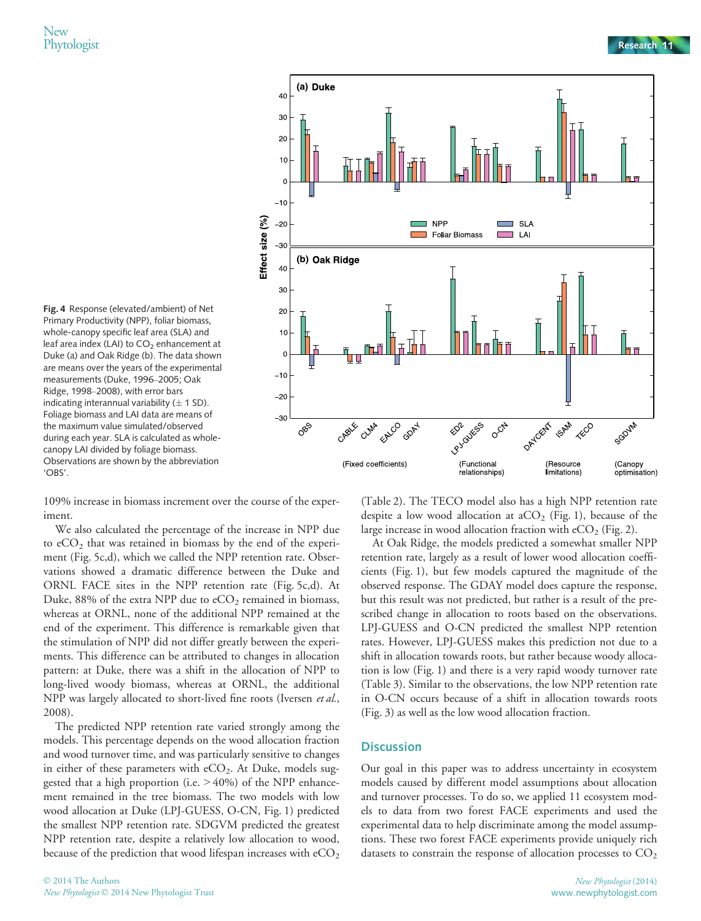Fig. 4 Response (elevated/ambient) of Net Primary Productivity (NPP), foliar biomass, whole-canopy specific leaf area (SLA) and leaf area index (LAI) to $CO_2$ enhancement at Duke (a) and Oak Ridge (b). The data shown are means over the years of the experimental measurements (Duke, 1996–2005; Oak Ridge, 1998–2008), with error bars indicating interannual variability (± 1 SD). Foliage biomass and LAI data are means of the maximum value simulated/observed during each year. SLA is calculated as whole-canopy LAI divided by foliage biomass. Observations are shown by the abbreviation 'OBS'.

109% increase in biomass increment over the course of the experiment.

We also calculated the percentage of the increase in NPP due to $eCO_2$ that was retained in biomass by the end of the experiment (Fig. 5c,d), which we called the NPP retention rate. Observations showed a dramatic difference between the Duke and ORNL FACE sites in the NPP retention rate (Fig. 5c,d). At Duke, 88% of the extra NPP due to $eCO_2$ remained in biomass, whereas at ORNL, none of the additional NPP remained at the end of the experiment. This difference is remarkable given that the stimulation of NPP did not differ greatly between the experiments. This difference can be attributed to changes in allocation pattern: at Duke, there was a shift in the allocation of NPP to long-lived woody biomass, whereas at ORNL, the additional NPP was largely allocated to short-lived fine roots (Iversen *et al.*, 2008).

The predicted NPP retention rate varied strongly among the models. This percentage depends on the wood allocation fraction and wood turnover time, and was particularly sensitive to changes in either of these parameters with $eCO_2$. At Duke, models suggested that a high proportion (i.e. > 40%) of the NPP enhancement remained in the tree biomass. The two models with low wood allocation at Duke (LPJ-GUESS, O-CN, Fig. 1) predicted the smallest NPP retention rate. SDGVM predicted the greatest NPP retention rate, despite a relatively low allocation to wood, because of the prediction that wood lifespan increases with $eCO_2$ (Table 2). The TECO model also has a high NPP retention rate despite a low wood allocation at $aCO_2$ (Fig. 1), because of the large increase in wood allocation fraction with $eCO_2$ (Fig. 2).

At Oak Ridge, the models predicted a somewhat smaller NPP retention rate, largely as a result of lower wood allocation coefficients (Fig. 1), but few models captured the magnitude of the observed response. The GDAY model does capture the response, but this result was not predicted, but rather is a result of the prescribed change in allocation to roots based on the observations. LPJ-GUESS and O-CN predicted the smallest NPP retention rates. However, LPJ-GUESS makes this prediction not due to a shift in allocation towards roots, but rather because woody allocation is low (Fig. 1) and there is a very rapid woody turnover rate (Table 3). Similar to the observations, the low NPP retention rate in O-CN occurs because of a shift in allocation towards roots (Fig. 3) as well as the low wood allocation fraction.

## Discussion

Our goal in this paper was to address uncertainty in ecosystem models caused by different model assumptions about allocation and turnover processes. To do so, we applied 11 ecosystem models to data from two forest FACE experiments and used the experimental data to help discriminate among the model assumptions. These two forest FACE experiments provide uniquely rich datasets to constrain the response of allocation processes to $CO_2$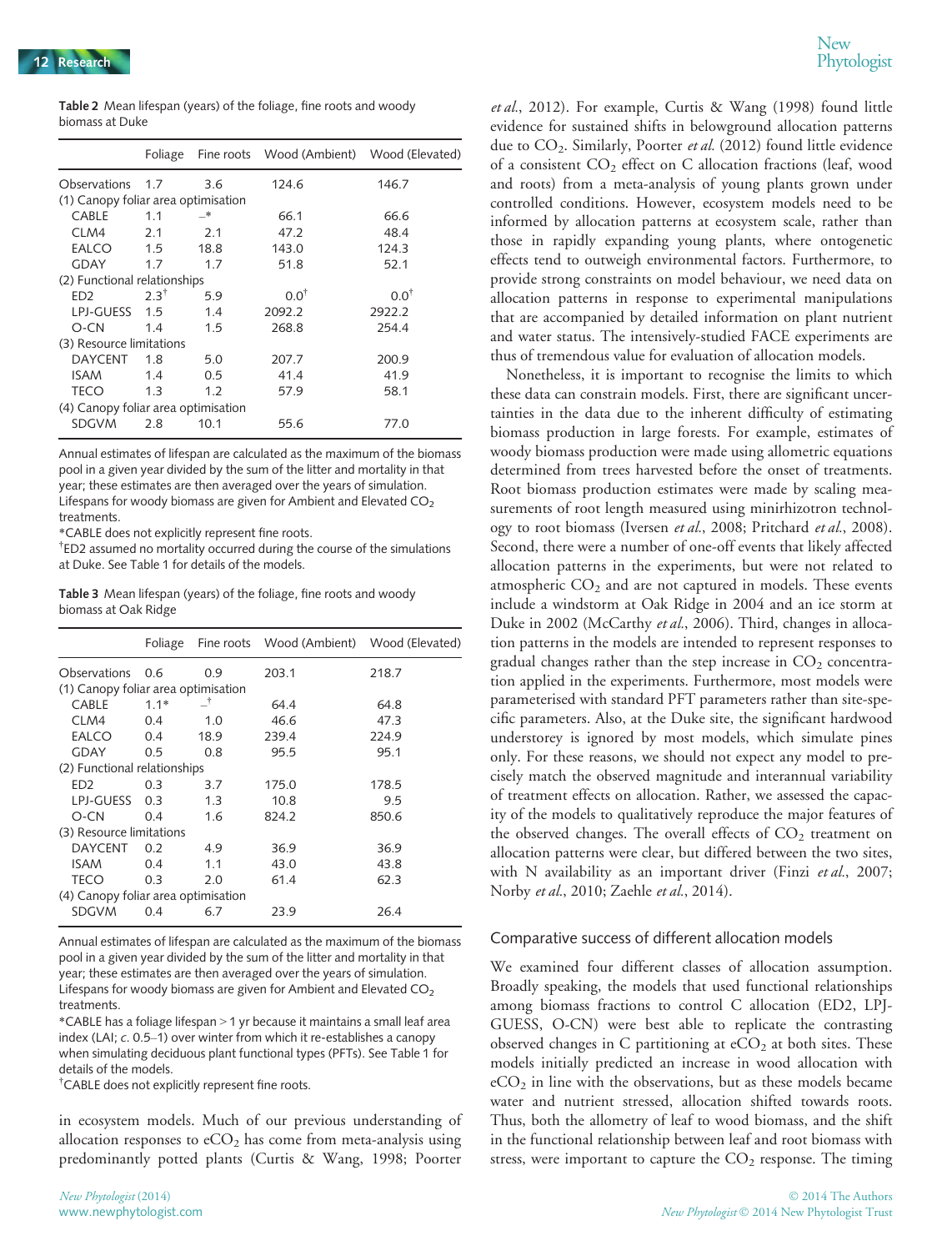**Table 2** Mean lifespan (years) of the foliage, fine roots and woody biomass at Duke

| | Foliage | Fine roots | Wood (Ambient) | Wood (Elevated) |
|---|---|---|---|---|
| Observations | 1.7 | 3.6 | 124.6 | 146.7 |
| (1) Canopy foliar area optimisation | | | | |
| CABLE | 1.1 | –* | 66.1 | 66.6 |
| CLM4 | 2.1 | 2.1 | 47.2 | 48.4 |
| EALCO | 1.5 | 18.8 | 143.0 | 124.3 |
| GDAY | 1.7 | 1.7 | 51.8 | 52.1 |
| (2) Functional relationships | | | | |
| ED2 | 2.3[†] | 5.9 | 0.0[†] | 0.0[†] |
| LPJ-GUESS | 1.5 | 1.4 | 2092.2 | 2922.2 |
| O-CN | 1.4 | 1.5 | 268.8 | 254.4 |
| (3) Resource limitations | | | | |
| DAYCENT | 1.8 | 5.0 | 207.7 | 200.9 |
| ISAM | 1.4 | 0.5 | 41.4 | 41.9 |
| TECO | 1.3 | 1.2 | 57.9 | 58.1 |
| (4) Canopy foliar area optimisation | | | | |
| SDGVM | 2.8 | 10.1 | 55.6 | 77.0 |

Annual estimates of lifespan are calculated as the maximum of the biomass pool in a given year divided by the sum of the litter and mortality in that year; these estimates are then averaged over the years of simulation. Lifespans for woody biomass are given for Ambient and Elevated $CO_2$ treatments.

*CABLE does not explicitly represent fine roots.

[†]ED2 assumed no mortality occurred during the course of the simulations at Duke. See Table 1 for details of the models.

**Table 3** Mean lifespan (years) of the foliage, fine roots and woody biomass at Oak Ridge

| | Foliage | Fine roots | Wood (Ambient) | Wood (Elevated) |
|---|---|---|---|---|
| Observations | 0.6 | 0.9 | 203.1 | 218.7 |
| (1) Canopy foliar area optimisation | | | | |
| CABLE | 1.1* | –[†] | 64.4 | 64.8 |
| CLM4 | 0.4 | 1.0 | 46.6 | 47.3 |
| EALCO | 0.4 | 18.9 | 239.4 | 224.9 |
| GDAY | 0.5 | 0.8 | 95.5 | 95.1 |
| (2) Functional relationships | | | | |
| ED2 | 0.3 | 3.7 | 175.0 | 178.5 |
| LPJ-GUESS | 0.3 | 1.3 | 10.8 | 9.5 |
| O-CN | 0.4 | 1.6 | 824.2 | 850.6 |
| (3) Resource limitations | | | | |
| DAYCENT | 0.2 | 4.9 | 36.9 | 36.9 |
| ISAM | 0.4 | 1.1 | 43.0 | 43.8 |
| TECO | 0.3 | 2.0 | 61.4 | 62.3 |
| (4) Canopy foliar area optimisation | | | | |
| SDGVM | 0.4 | 6.7 | 23.9 | 26.4 |

Annual estimates of lifespan are calculated as the maximum of the biomass pool in a given year divided by the sum of the litter and mortality in that year; these estimates are then averaged over the years of simulation. Lifespans for woody biomass are given for Ambient and Elevated $CO_2$ treatments.

*CABLE has a foliage lifespan > 1 yr because it maintains a small leaf area index (LAI; *c.* 0.5–1) over winter from which it re-establishes a canopy when simulating deciduous plant functional types (PFTs). See Table 1 for details of the models.

[†]CABLE does not explicitly represent fine roots.

in ecosystem models. Much of our previous understanding of allocation responses to $eCO_2$ has come from meta-analysis using predominantly potted plants (Curtis & Wang, 1998; Poorter *et al.*, 2012). For example, Curtis & Wang (1998) found little evidence for sustained shifts in belowground allocation patterns due to $CO_2$. Similarly, Poorter *et al.* (2012) found little evidence of a consistent $CO_2$ effect on C allocation fractions (leaf, wood and roots) from a meta-analysis of young plants grown under controlled conditions. However, ecosystem models need to be informed by allocation patterns at ecosystem scale, rather than those in rapidly expanding young plants, where ontogenetic effects tend to outweigh environmental factors. Furthermore, to provide strong constraints on model behaviour, we need data on allocation patterns in response to experimental manipulations that are accompanied by detailed information on plant nutrient and water status. The intensively-studied FACE experiments are thus of tremendous value for evaluation of allocation models.

Nonetheless, it is important to recognise the limits to which these data can constrain models. First, there are significant uncertainties in the data due to the inherent difficulty of estimating biomass production in large forests. For example, estimates of woody biomass production were made using allometric equations determined from trees harvested before the onset of treatments. Root biomass production estimates were made by scaling measurements of root length measured using minirhizotron technology to root biomass (Iversen *et al.*, 2008; Pritchard *et al.*, 2008). Second, there were a number of one-off events that likely affected allocation patterns in the experiments, but were not related to atmospheric $CO_2$ and are not captured in models. These events include a windstorm at Oak Ridge in 2004 and an ice storm at Duke in 2002 (McCarthy *et al.*, 2006). Third, changes in allocation patterns in the models are intended to represent responses to gradual changes rather than the step increase in $CO_2$ concentration applied in the experiments. Furthermore, most models were parameterised with standard PFT parameters rather than site-specific parameters. Also, at the Duke site, the significant hardwood understorey is ignored by most models, which simulate pines only. For these reasons, we should not expect any model to precisely match the observed magnitude and interannual variability of treatment effects on allocation. Rather, we assessed the capacity of the models to qualitatively reproduce the major features of the observed changes. The overall effects of $CO_2$ treatment on allocation patterns were clear, but differed between the two sites, with N availability as an important driver (Finzi *et al.*, 2007; Norby *et al.*, 2010; Zaehle *et al.*, 2014).

## Comparative success of different allocation models

We examined four different classes of allocation assumption. Broadly speaking, the models that used functional relationships among biomass fractions to control C allocation (ED2, LPJ-GUESS, O-CN) were best able to replicate the contrasting observed changes in C partitioning at $eCO_2$ at both sites. These models initially predicted an increase in wood allocation with $eCO_2$ in line with the observations, but as these models became water and nutrient stressed, allocation shifted towards roots. Thus, both the allometry of leaf to wood biomass, and the shift in the functional relationship between leaf and root biomass with stress, were important to capture the $CO_2$ response. The timing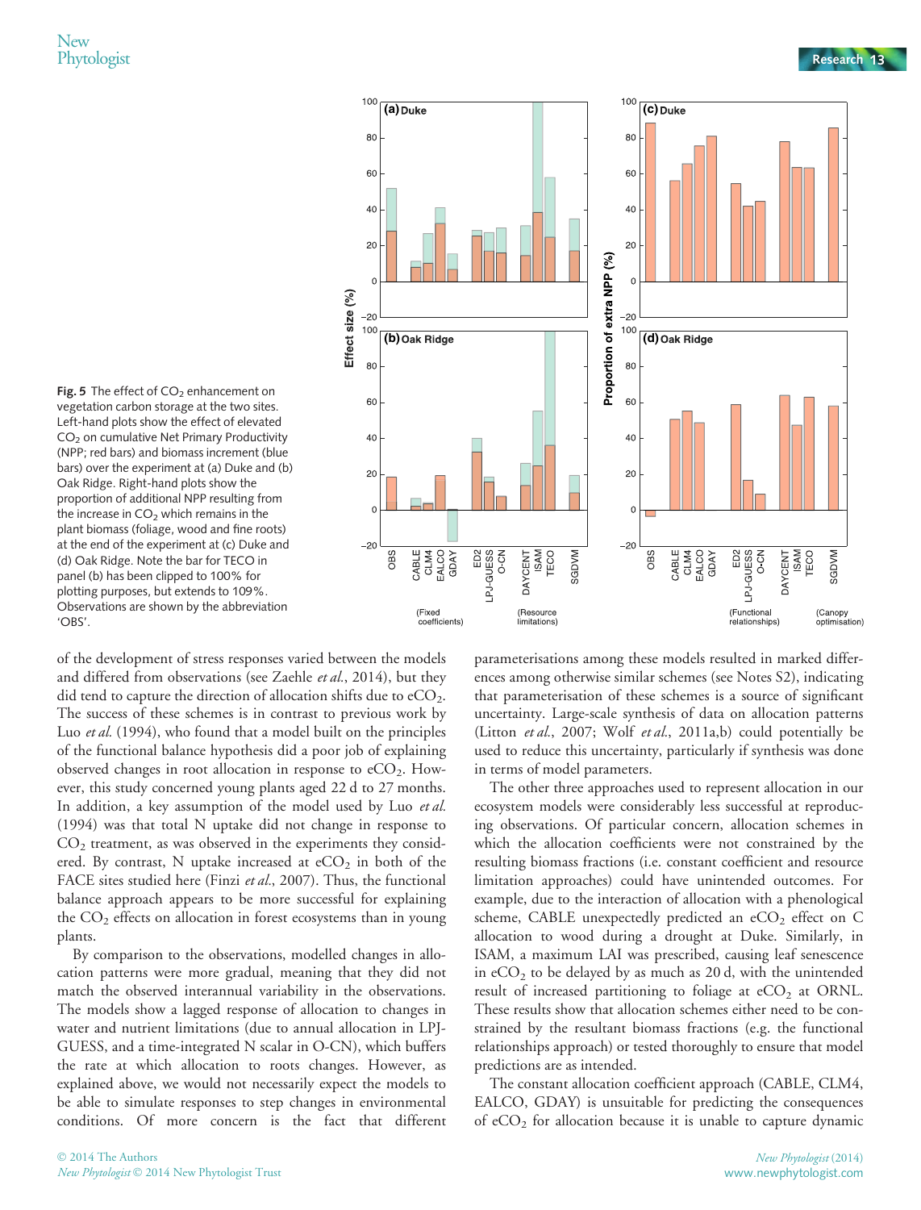**Fig. 5** The effect of $CO_2$ enhancement on vegetation carbon storage at the two sites. Left-hand plots show the effect of elevated $CO_2$ on cumulative Net Primary Productivity (NPP; red bars) and biomass increment (blue bars) over the experiment at (a) Duke and (b) Oak Ridge. Right-hand plots show the proportion of additional NPP resulting from the increase in $CO_2$ which remains in the plant biomass (foliage, wood and fine roots) at the end of the experiment at (c) Duke and (d) Oak Ridge. Note the bar for TECO in panel (b) has been clipped to 100% for plotting purposes, but extends to 109%. Observations are shown by the abbreviation 'OBS'.

of the development of stress responses varied between the models and differed from observations (see Zaehle *et al.*, 2014), but they did tend to capture the direction of allocation shifts due to $eCO_2$. The success of these schemes is in contrast to previous work by Luo *et al.* (1994), who found that a model built on the principles of the functional balance hypothesis did a poor job of explaining observed changes in root allocation in response to $eCO_2$. However, this study concerned young plants aged 22 d to 27 months. In addition, a key assumption of the model used by Luo *et al.* (1994) was that total N uptake did not change in response to $CO_2$ treatment, as was observed in the experiments they considered. By contrast, N uptake increased at $eCO_2$ in both of the FACE sites studied here (Finzi *et al.*, 2007). Thus, the functional balance approach appears to be more successful for explaining the $CO_2$ effects on allocation in forest ecosystems than in young plants.

By comparison to the observations, modelled changes in allocation patterns were more gradual, meaning that they did not match the observed interannual variability in the observations. The models show a lagged response of allocation to changes in water and nutrient limitations (due to annual allocation in LPJ-GUESS, and a time-integrated N scalar in O-CN), which buffers the rate at which allocation to roots changes. However, as explained above, we would not necessarily expect the models to be able to simulate responses to step changes in environmental conditions. Of more concern is the fact that different parameterisations among these models resulted in marked differences among otherwise similar schemes (see Notes S2), indicating that parameterisation of these schemes is a source of significant uncertainty. Large-scale synthesis of data on allocation patterns (Litton *et al.*, 2007; Wolf *et al.*, 2011a,b) could potentially be used to reduce this uncertainty, particularly if synthesis was done in terms of model parameters.

The other three approaches used to represent allocation in our ecosystem models were considerably less successful at reproducing observations. Of particular concern, allocation schemes in which the allocation coefficients were not constrained by the resulting biomass fractions (i.e. constant coefficient and resource limitation approaches) could have unintended outcomes. For example, due to the interaction of allocation with a phenological scheme, CABLE unexpectedly predicted an $eCO_2$ effect on C allocation to wood during a drought at Duke. Similarly, in ISAM, a maximum LAI was prescribed, causing leaf senescence in $eCO_2$ to be delayed by as much as 20 d, with the unintended result of increased partitioning to foliage at $eCO_2$ at ORNL. These results show that allocation schemes either need to be constrained by the resultant biomass fractions (e.g. the functional relationships approach) or tested thoroughly to ensure that model predictions are as intended.

The constant allocation coefficient approach (CABLE, CLM4, EALCO, GDAY) is unsuitable for predicting the consequences of $eCO_2$ for allocation because it is unable to capture dynamic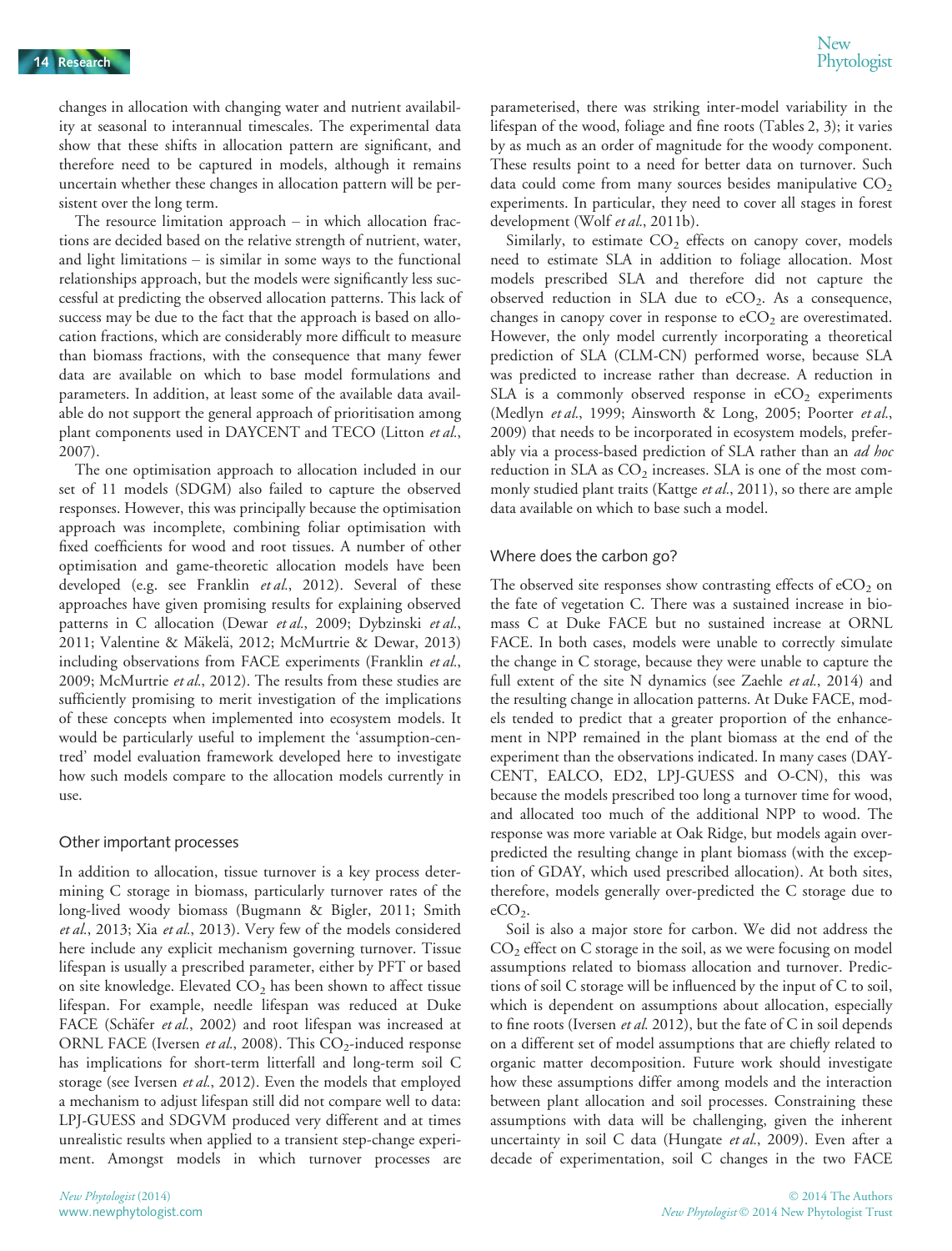changes in allocation with changing water and nutrient availability at seasonal to interannual timescales. The experimental data show that these shifts in allocation pattern are significant, and therefore need to be captured in models, although it remains uncertain whether these changes in allocation pattern will be persistent over the long term.

The resource limitation approach – in which allocation fractions are decided based on the relative strength of nutrient, water, and light limitations – is similar in some ways to the functional relationships approach, but the models were significantly less successful at predicting the observed allocation patterns. This lack of success may be due to the fact that the approach is based on allocation fractions, which are considerably more difficult to measure than biomass fractions, with the consequence that many fewer data are available on which to base model formulations and parameters. In addition, at least some of the available data available do not support the general approach of prioritisation among plant components used in DAYCENT and TECO (Litton *et al.*, 2007).

The one optimisation approach to allocation included in our set of 11 models (SDGM) also failed to capture the observed responses. However, this was principally because the optimisation approach was incomplete, combining foliar optimisation with fixed coefficients for wood and root tissues. A number of other optimisation and game-theoretic allocation models have been developed (e.g. see Franklin *et al.*, 2012). Several of these approaches have given promising results for explaining observed patterns in C allocation (Dewar *et al.*, 2009; Dybzinski *et al.*, 2011; Valentine & Mäkelä, 2012; McMurtrie & Dewar, 2013) including observations from FACE experiments (Franklin *et al.*, 2009; McMurtrie *et al.*, 2012). The results from these studies are sufficiently promising to merit investigation of the implications of these concepts when implemented into ecosystem models. It would be particularly useful to implement the 'assumption-centred' model evaluation framework developed here to investigate how such models compare to the allocation models currently in use.

### Other important processes

In addition to allocation, tissue turnover is a key process determining C storage in biomass, particularly turnover rates of the long-lived woody biomass (Bugmann & Bigler, 2011; Smith *et al.*, 2013; Xia *et al.*, 2013). Very few of the models considered here include any explicit mechanism governing turnover. Tissue lifespan is usually a prescribed parameter, either by PFT or based on site knowledge. Elevated $CO_2$ has been shown to affect tissue lifespan. For example, needle lifespan was reduced at Duke FACE (Schäfer *et al.*, 2002) and root lifespan was increased at ORNL FACE (Iversen *et al.*, 2008). This $CO_2$-induced response has implications for short-term litterfall and long-term soil C storage (see Iversen *et al.*, 2012). Even the models that employed a mechanism to adjust lifespan still did not compare well to data: LPJ-GUESS and SDGVM produced very different and at times unrealistic results when applied to a transient step-change experiment. Amongst models in which turnover processes are parameterised, there was striking inter-model variability in the lifespan of the wood, foliage and fine roots (Tables 2, 3); it varies by as much as an order of magnitude for the woody component. These results point to a need for better data on turnover. Such data could come from many sources besides manipulative $CO_2$ experiments. In particular, they need to cover all stages in forest development (Wolf *et al.*, 2011b).

Similarly, to estimate $CO_2$ effects on canopy cover, models need to estimate SLA in addition to foliage allocation. Most models prescribed SLA and therefore did not capture the observed reduction in SLA due to $eCO_2$. As a consequence, changes in canopy cover in response to $eCO_2$ are overestimated. However, the only model currently incorporating a theoretical prediction of SLA (CLM-CN) performed worse, because SLA was predicted to increase rather than decrease. A reduction in SLA is a commonly observed response in $eCO_2$ experiments (Medlyn *et al.*, 1999; Ainsworth & Long, 2005; Poorter *et al.*, 2009) that needs to be incorporated in ecosystem models, preferably via a process-based prediction of SLA rather than an *ad hoc* reduction in SLA as $CO_2$ increases. SLA is one of the most commonly studied plant traits (Kattge *et al.*, 2011), so there are ample data available on which to base such a model.

### Where does the carbon go?

The observed site responses show contrasting effects of $eCO_2$ on the fate of vegetation C. There was a sustained increase in biomass C at Duke FACE but no sustained increase at ORNL FACE. In both cases, models were unable to correctly simulate the change in C storage, because they were unable to capture the full extent of the site N dynamics (see Zaehle *et al.*, 2014) and the resulting change in allocation patterns. At Duke FACE, models tended to predict that a greater proportion of the enhancement in NPP remained in the plant biomass at the end of the experiment than the observations indicated. In many cases (DAYCENT, EALCO, ED2, LPJ-GUESS and O-CN), this was because the models prescribed too long a turnover time for wood, and allocated too much of the additional NPP to wood. The response was more variable at Oak Ridge, but models again over-predicted the resulting change in plant biomass (with the exception of GDAY, which used prescribed allocation). At both sites, therefore, models generally over-predicted the C storage due to $eCO_2$.

Soil is also a major store for carbon. We did not address the $CO_2$ effect on C storage in the soil, as we were focusing on model assumptions related to biomass allocation and turnover. Predictions of soil C storage will be influenced by the input of C to soil, which is dependent on assumptions about allocation, especially to fine roots (Iversen *et al.* 2012), but the fate of C in soil depends on a different set of model assumptions that are chiefly related to organic matter decomposition. Future work should investigate how these assumptions differ among models and the interaction between plant allocation and soil processes. Constraining these assumptions with data will be challenging, given the inherent uncertainty in soil C data (Hungate *et al.*, 2009). Even after a decade of experimentation, soil C changes in the two FACE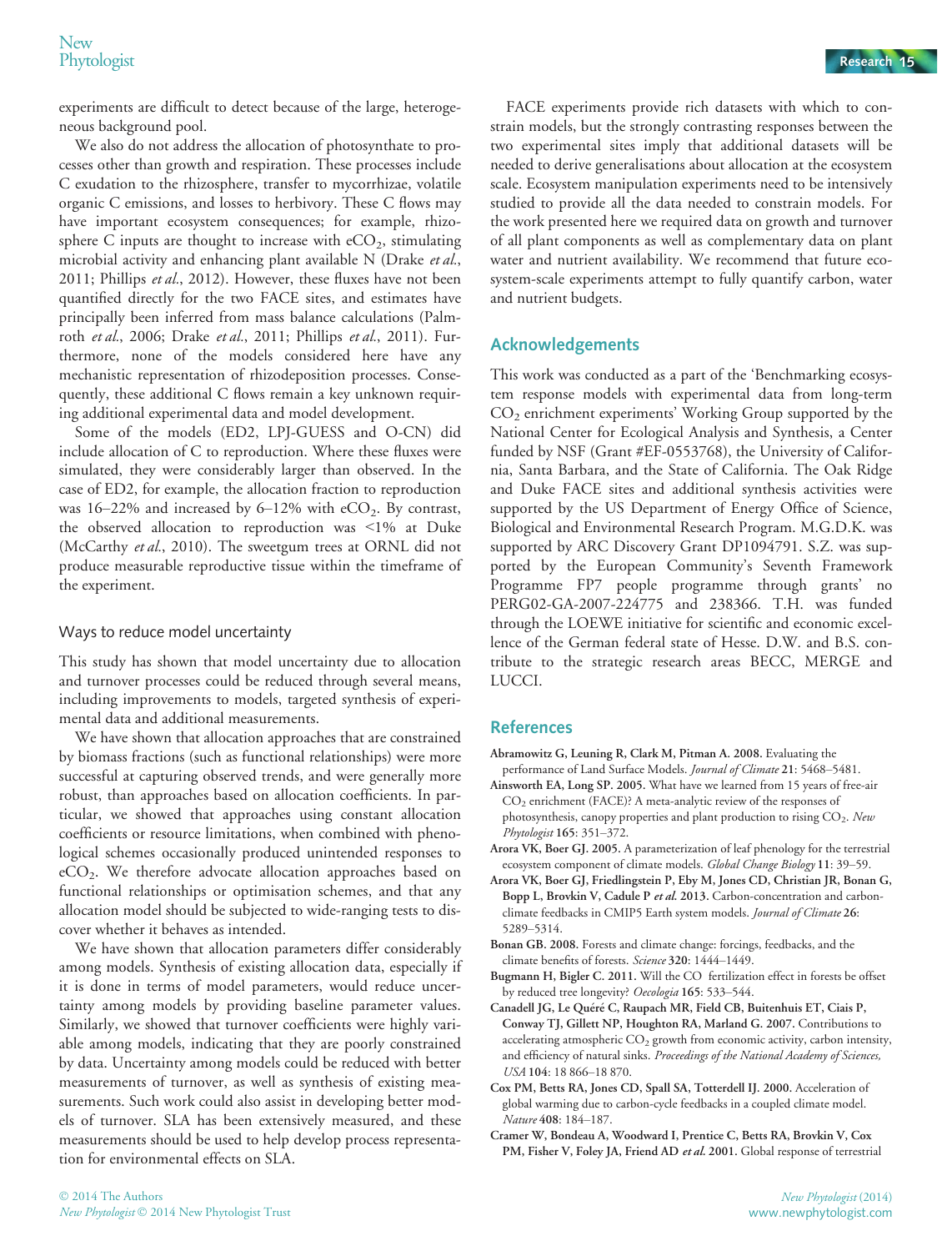experiments are difficult to detect because of the large, heterogeneous background pool.

We also do not address the allocation of photosynthate to processes other than growth and respiration. These processes include C exudation to the rhizosphere, transfer to mycorrhizae, volatile organic C emissions, and losses to herbivory. These C flows may have important ecosystem consequences; for example, rhizosphere C inputs are thought to increase with $eCO_2$, stimulating microbial activity and enhancing plant available N (Drake *et al*., 2011; Phillips *et al*., 2012). However, these fluxes have not been quantified directly for the two FACE sites, and estimates have principally been inferred from mass balance calculations (Palmroth *et al*., 2006; Drake *et al*., 2011; Phillips *et al*., 2011). Furthermore, none of the models considered here have any mechanistic representation of rhizodeposition processes. Consequently, these additional C flows remain a key unknown requiring additional experimental data and model development.

Some of the models (ED2, LPJ-GUESS and O-CN) did include allocation of C to reproduction. Where these fluxes were simulated, they were considerably larger than observed. In the case of ED2, for example, the allocation fraction to reproduction was 16–22% and increased by 6–12% with $eCO_2$. By contrast, the observed allocation to reproduction was <1% at Duke (McCarthy *et al*., 2010). The sweetgum trees at ORNL did not produce measurable reproductive tissue within the timeframe of the experiment.

### Ways to reduce model uncertainty

This study has shown that model uncertainty due to allocation and turnover processes could be reduced through several means, including improvements to models, targeted synthesis of experimental data and additional measurements.

We have shown that allocation approaches that are constrained by biomass fractions (such as functional relationships) were more successful at capturing observed trends, and were generally more robust, than approaches based on allocation coefficients. In particular, we showed that approaches using constant allocation coefficients or resource limitations, when combined with phenological schemes occasionally produced unintended responses to $eCO_2$. We therefore advocate allocation approaches based on functional relationships or optimisation schemes, and that any allocation model should be subjected to wide-ranging tests to discover whether it behaves as intended.

We have shown that allocation parameters differ considerably among models. Synthesis of existing allocation data, especially if it is done in terms of model parameters, would reduce uncertainty among models by providing baseline parameter values. Similarly, we showed that turnover coefficients were highly variable among models, indicating that they are poorly constrained by data. Uncertainty among models could be reduced with better measurements of turnover, as well as synthesis of existing measurements. Such work could also assist in developing better models of turnover. SLA has been extensively measured, and these measurements should be used to help develop process representation for environmental effects on SLA.

FACE experiments provide rich datasets with which to constrain models, but the strongly contrasting responses between the two experimental sites imply that additional datasets will be needed to derive generalisations about allocation at the ecosystem scale. Ecosystem manipulation experiments need to be intensively studied to provide all the data needed to constrain models. For the work presented here we required data on growth and turnover of all plant components as well as complementary data on plant water and nutrient availability. We recommend that future ecosystem-scale experiments attempt to fully quantify carbon, water and nutrient budgets.

## Acknowledgements

This work was conducted as a part of the 'Benchmarking ecosystem response models with experimental data from long-term $CO_2$ enrichment experiments' Working Group supported by the National Center for Ecological Analysis and Synthesis, a Center funded by NSF (Grant #EF-0553768), the University of California, Santa Barbara, and the State of California. The Oak Ridge and Duke FACE sites and additional synthesis activities were supported by the US Department of Energy Office of Science, Biological and Environmental Research Program. M.G.D.K. was supported by ARC Discovery Grant DP1094791. S.Z. was supported by the European Community's Seventh Framework Programme FP7 people programme through grants' no PERG02-GA-2007-224775 and 238366. T.H. was funded through the LOEWE initiative for scientific and economic excellence of the German federal state of Hesse. D.W. and B.S. contribute to the strategic research areas BECC, MERGE and LUCCI.

## References

**Abramowitz G, Leuning R, Clark M, Pitman A. 2008.** Evaluating the performance of Land Surface Models. *Journal of Climate* 21: 5468–5481.

**Ainsworth EA, Long SP. 2005.** What have we learned from 15 years of free-air $CO_2$ enrichment (FACE)? A meta-analytic review of the responses of photosynthesis, canopy properties and plant production to rising $CO_2$. *New Phytologist* 165: 351–372.

**Arora VK, Boer GJ. 2005.** A parameterization of leaf phenology for the terrestrial ecosystem component of climate models. *Global Change Biology* 11: 39–59.

**Arora VK, Boer GJ, Friedlingstein P, Eby M, Jones CD, Christian JR, Bonan G, Bopp L, Brovkin V, Cadule P *et al.* 2013.** Carbon-concentration and carbon-climate feedbacks in CMIP5 Earth system models. *Journal of Climate* 26: 5289–5314.

**Bonan GB. 2008.** Forests and climate change: forcings, feedbacks, and the climate benefits of forests. *Science* 320: 1444–1449.

**Bugmann H, Bigler C. 2011.** Will the CO fertilization effect in forests be offset by reduced tree longevity? *Oecologia* 165: 533–544.

**Canadell JG, Le Quéré C, Raupach MR, Field CB, Buitenhuis ET, Ciais P, Conway TJ, Gillett NP, Houghton RA, Marland G. 2007.** Contributions to accelerating atmospheric $CO_2$ growth from economic activity, carbon intensity, and efficiency of natural sinks. *Proceedings of the National Academy of Sciences, USA* 104: 18 866–18 870.

**Cox PM, Betts RA, Jones CD, Spall SA, Totterdell IJ. 2000.** Acceleration of global warming due to carbon-cycle feedbacks in a coupled climate model. *Nature* 408: 184–187.

**Cramer W, Bondeau A, Woodward I, Prentice C, Betts RA, Brovkin V, Cox PM, Fisher V, Foley JA, Friend AD *et al.* 2001.** Global response of terrestrial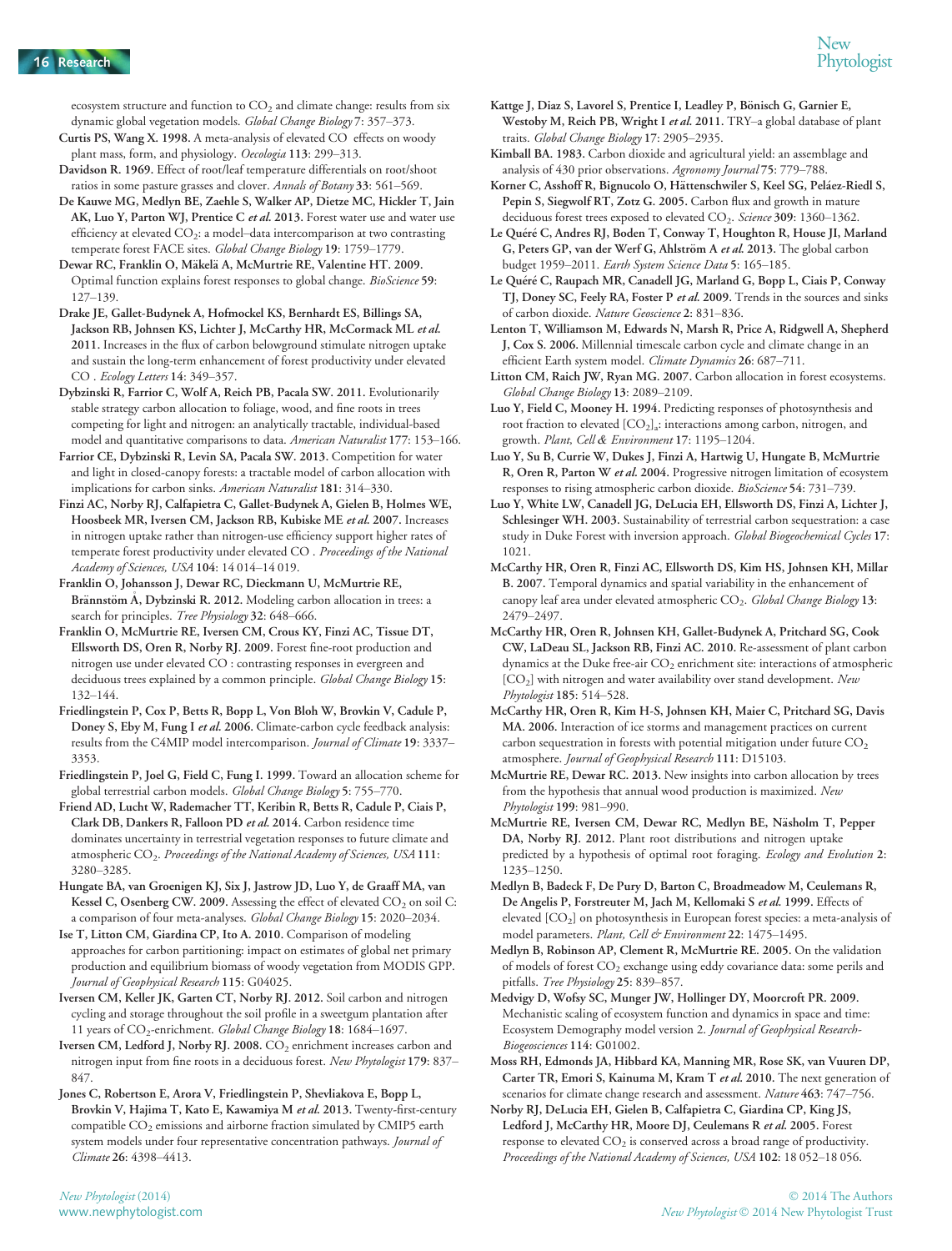ecosystem structure and function to $CO_2$ and climate change: results from six dynamic global vegetation models. *Global Change Biology* 7: 357–373.

**Curtis PS, Wang X. 1998.** A meta-analysis of elevated CO effects on woody plant mass, form, and physiology. *Oecologia* 113: 299–313.

**Davidson R. 1969.** Effect of root/leaf temperature differentials on root/shoot ratios in some pasture grasses and clover. *Annals of Botany* 33: 561–569.

**De Kauwe MG, Medlyn BE, Zaehle S, Walker AP, Dietze MC, Hickler T, Jain AK, Luo Y, Parton WJ, Prentice C *et al.* 2013.** Forest water use and water use efficiency at elevated $CO_2$: a model–data intercomparison at two contrasting temperate forest FACE sites. *Global Change Biology* 19: 1759–1779.

**Dewar RC, Franklin O, Mäkelä A, McMurtrie RE, Valentine HT. 2009.** Optimal function explains forest responses to global change. *BioScience* 59: 127–139.

**Drake JE, Gallet-Budynek A, Hofmockel KS, Bernhardt ES, Billings SA, Jackson RB, Johnsen KS, Lichter J, McCarthy HR, McCormack ML *et al.* 2011.** Increases in the flux of carbon belowground stimulate nitrogen uptake and sustain the long-term enhancement of forest productivity under elevated CO . *Ecology Letters* 14: 349–357.

**Dybzinski R, Farrior C, Wolf A, Reich PB, Pacala SW. 2011.** Evolutionarily stable strategy carbon allocation to foliage, wood, and fine roots in trees competing for light and nitrogen: an analytically tractable, individual-based model and quantitative comparisons to data. *American Naturalist* 177: 153–166.

**Farrior CE, Dybzinski R, Levin SA, Pacala SW. 2013.** Competition for water and light in closed-canopy forests: a tractable model of carbon allocation with implications for carbon sinks. *American Naturalist* 181: 314–330.

**Finzi AC, Norby RJ, Calfapietra C, Gallet-Budynek A, Gielen B, Holmes WE, Hoosbeek MR, Iversen CM, Jackson RB, Kubiske ME *et al.* 2007.** Increases in nitrogen uptake rather than nitrogen-use efficiency support higher rates of temperate forest productivity under elevated CO . *Proceedings of the National Academy of Sciences, USA* 104: 14 014–14 019.

**Franklin O, Johansson J, Dewar RC, Dieckmann U, McMurtrie RE, Brännström Å, Dybzinski R. 2012.** Modeling carbon allocation in trees: a search for principles. *Tree Physiology* 32: 648–666.

**Franklin O, McMurtrie RE, Iversen CM, Crous KY, Finzi AC, Tissue DT, Ellsworth DS, Oren R, Norby RJ. 2009.** Forest fine-root production and nitrogen use under elevated CO : contrasting responses in evergreen and deciduous trees explained by a common principle. *Global Change Biology* 15: 132–144.

**Friedlingstein P, Cox P, Betts R, Bopp L, Von Bloh W, Brovkin V, Cadule P, Doney S, Eby M, Fung I *et al.* 2006.** Climate-carbon cycle feedback analysis: results from the C4MIP model intercomparison. *Journal of Climate* 19: 3337–3353.

**Friedlingstein P, Joel G, Field C, Fung I. 1999.** Toward an allocation scheme for global terrestrial carbon models. *Global Change Biology* 5: 755–770.

**Friend AD, Lucht W, Rademacher TT, Keribin R, Betts R, Cadule P, Ciais P, Clark DB, Dankers R, Falloon PD *et al.* 2014.** Carbon residence time dominates uncertainty in terrestrial vegetation responses to future climate and atmospheric $CO_2$. *Proceedings of the National Academy of Sciences, USA* 111: 3280–3285.

**Hungate BA, van Groenigen KJ, Six J, Jastrow JD, Luo Y, de Graaff MA, van Kessel C, Osenberg CW. 2009.** Assessing the effect of elevated $CO_2$ on soil C: a comparison of four meta-analyses. *Global Change Biology* 15: 2020–2034.

**Ise T, Litton CM, Giardina CP, Ito A. 2010.** Comparison of modeling approaches for carbon partitioning: impact on estimates of global net primary production and equilibrium biomass of woody vegetation from MODIS GPP. *Journal of Geophysical Research* 115: G04025.

**Iversen CM, Keller JK, Garten CT, Norby RJ. 2012.** Soil carbon and nitrogen cycling and storage throughout the soil profile in a sweetgum plantation after 11 years of $CO_2$-enrichment. *Global Change Biology* 18: 1684–1697.

**Iversen CM, Ledford J, Norby RJ. 2008.** $CO_2$ enrichment increases carbon and nitrogen input from fine roots in a deciduous forest. *New Phytologist* 179: 837–847.

**Jones C, Robertson E, Arora V, Friedlingstein P, Shevliakova E, Bopp L, Brovkin V, Hajima T, Kato E, Kawamiya M *et al.* 2013.** Twenty-first-century compatible $CO_2$ emissions and airborne fraction simulated by CMIP5 earth system models under four representative concentration pathways. *Journal of Climate* 26: 4398–4413.

**Kattge J, Diaz S, Lavorel S, Prentice I, Leadley P, Bönisch G, Garnier E, Westoby M, Reich PB, Wright I *et al.* 2011.** TRY–a global database of plant traits. *Global Change Biology* 17: 2905–2935.

**Kimball BA. 1983.** Carbon dioxide and agricultural yield: an assemblage and analysis of 430 prior observations. *Agronomy Journal* 75: 779–788.

**Korner C, Asshoff R, Bignucolo O, Hättenschwiler S, Keel SG, Peláez-Riedl S, Pepin S, Siegwolf RT, Zotz G. 2005.** Carbon flux and growth in mature deciduous forest trees exposed to elevated $CO_2$. *Science* 309: 1360–1362.

**Le Quéré C, Andres RJ, Boden T, Conway T, Houghton R, House JI, Marland G, Peters GP, van der Werf G, Ahlström A *et al.* 2013.** The global carbon budget 1959–2011. *Earth System Science Data* 5: 165–185.

**Le Quéré C, Raupach MR, Canadell JG, Marland G, Bopp L, Ciais P, Conway TJ, Doney SC, Feely RA, Foster P *et al.* 2009.** Trends in the sources and sinks of carbon dioxide. *Nature Geoscience* 2: 831–836.

**Lenton T, Williamson M, Edwards N, Marsh R, Price A, Ridgwell A, Shepherd J, Cox S. 2006.** Millennial timescale carbon cycle and climate change in an efficient Earth system model. *Climate Dynamics* 26: 687–711.

**Litton CM, Raich JW, Ryan MG. 2007.** Carbon allocation in forest ecosystems. *Global Change Biology* 13: 2089–2109.

**Luo Y, Field C, Mooney H. 1994.** Predicting responses of photosynthesis and root fraction to elevated $[CO_2]_a$: interactions among carbon, nitrogen, and growth. *Plant, Cell & Environment* 17: 1195–1204.

**Luo Y, Su B, Currie W, Dukes J, Finzi A, Hartwig U, Hungate B, McMurtrie R, Oren R, Parton W *et al.* 2004.** Progressive nitrogen limitation of ecosystem responses to rising atmospheric carbon dioxide. *BioScience* 54: 731–739.

**Luo Y, White LW, Canadell JG, DeLucia EH, Ellsworth DS, Finzi A, Lichter J, Schlesinger WH. 2003.** Sustainability of terrestrial carbon sequestration: a case study in Duke Forest with inversion approach. *Global Biogeochemical Cycles* 17: 1021.

**McCarthy HR, Oren R, Finzi AC, Ellsworth DS, Kim HS, Johnsen KH, Millar B. 2007.** Temporal dynamics and spatial variability in the enhancement of canopy leaf area under elevated atmospheric $CO_2$. *Global Change Biology* 13: 2479–2497.

**McCarthy HR, Oren R, Johnsen KH, Gallet-Budynek A, Pritchard SG, Cook CW, LaDeau SL, Jackson RB, Finzi AC. 2010.** Re-assessment of plant carbon dynamics at the Duke free-air $CO_2$ enrichment site: interactions of atmospheric $[CO_2]$ with nitrogen and water availability over stand development. *New Phytologist* 185: 514–528.

**McCarthy HR, Oren R, Kim H-S, Johnsen KH, Maier C, Pritchard SG, Davis MA. 2006.** Interaction of ice storms and management practices on current carbon sequestration in forests with potential mitigation under future $CO_2$ atmosphere. *Journal of Geophysical Research* 111: D15103.

**McMurtrie RE, Dewar RC. 2013.** New insights into carbon allocation by trees from the hypothesis that annual wood production is maximized. *New Phytologist* 199: 981–990.

**McMurtrie RE, Iversen CM, Dewar RC, Medlyn BE, Näsholm T, Pepper DA, Norby RJ. 2012.** Plant root distributions and nitrogen uptake predicted by a hypothesis of optimal root foraging. *Ecology and Evolution* 2: 1235–1250.

**Medlyn B, Badeck F, De Pury D, Barton C, Broadmeadow M, Ceulemans R, De Angelis P, Forstreuter M, Jach M, Kellomaki S *et al.* 1999.** Effects of elevated $[CO_2]$ on photosynthesis in European forest species: a meta-analysis of model parameters. *Plant, Cell & Environment* 22: 1475–1495.

**Medlyn B, Robinson AP, Clement R, McMurtrie RE. 2005.** On the validation of models of forest $CO_2$ exchange using eddy covariance data: some perils and pitfalls. *Tree Physiology* 25: 839–857.

**Medvigy D, Wofsy SC, Munger JW, Hollinger DY, Moorcroft PR. 2009.** Mechanistic scaling of ecosystem function and dynamics in space and time: Ecosystem Demography model version 2. *Journal of Geophysical Research-Biogeosciences* 114: G01002.

**Moss RH, Edmonds JA, Hibbard KA, Manning MR, Rose SK, van Vuuren DP, Carter TR, Emori S, Kainuma M, Kram T *et al.* 2010.** The next generation of scenarios for climate change research and assessment. *Nature* 463: 747–756.

**Norby RJ, DeLucia EH, Gielen B, Calfapietra C, Giardina CP, King JS, Ledford J, McCarthy HR, Moore DJ, Ceulemans R *et al.* 2005.** Forest response to elevated $CO_2$ is conserved across a broad range of productivity. *Proceedings of the National Academy of Sciences, USA* 102: 18 052–18 056.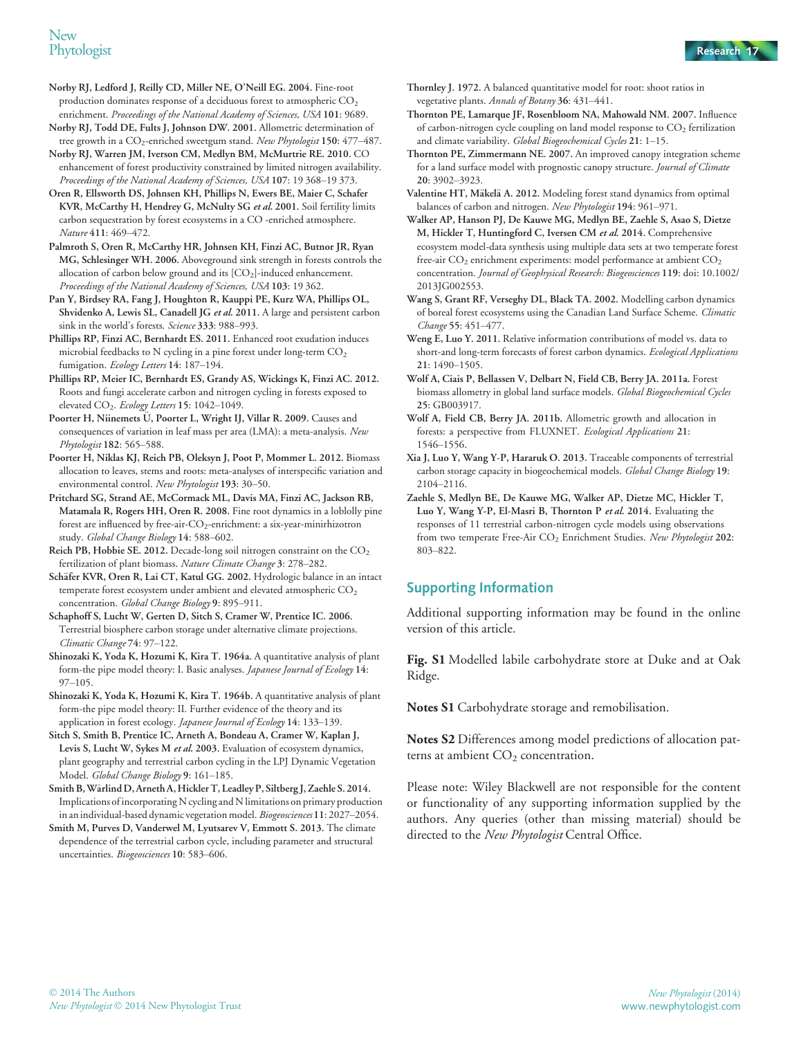Norby RJ, Ledford J, Reilly CD, Miller NE, O'Neill EG. 2004. Fine-root production dominates response of a deciduous forest to atmospheric $CO_2$ enrichment. *Proceedings of the National Academy of Sciences, USA* 101: 9689.

Norby RJ, Todd DE, Fults J, Johnson DW. 2001. Allometric determination of tree growth in a $CO_2$-enriched sweetgum stand. *New Phytologist* 150: 477–487.

Norby RJ, Warren JM, Iverson CM, Medlyn BM, McMurtrie RE. 2010. CO enhancement of forest productivity constrained by limited nitrogen availability. *Proceedings of the National Academy of Sciences, USA* 107: 19 368–19 373.

Oren R, Ellsworth DS, Johnsen KH, Phillips N, Ewers BE, Maier C, Schafer KVR, McCarthy H, Hendrey G, McNulty SG *et al.* 2001. Soil fertility limits carbon sequestration by forest ecosystems in a CO -enriched atmosphere. *Nature* 411: 469–472.

Palmroth S, Oren R, McCarthy HR, Johnsen KH, Finzi AC, Butnor JR, Ryan MG, Schlesinger WH. 2006. Aboveground sink strength in forests controls the allocation of carbon below ground and its [$CO_2$]-induced enhancement. *Proceedings of the National Academy of Sciences, USA* 103: 19 362.

Pan Y, Birdsey RA, Fang J, Houghton R, Kauppi PE, Kurz WA, Phillips OL, Shvidenko A, Lewis SL, Canadell JG *et al.* 2011. A large and persistent carbon sink in the world's forests. *Science* 333: 988–993.

Phillips RP, Finzi AC, Bernhardt ES. 2011. Enhanced root exudation induces microbial feedbacks to N cycling in a pine forest under long-term $CO_2$ fumigation. *Ecology Letters* 14: 187–194.

Phillips RP, Meier IC, Bernhardt ES, Grandy AS, Wickings K, Finzi AC. 2012. Roots and fungi accelerate carbon and nitrogen cycling in forests exposed to elevated $CO_2$. *Ecology Letters* 15: 1042–1049.

Poorter H, Niinemets Ü, Poorter L, Wright IJ, Villar R. 2009. Causes and consequences of variation in leaf mass per area (LMA): a meta-analysis. *New Phytologist* 182: 565–588.

Poorter H, Niklas KJ, Reich PB, Oleksyn J, Poot P, Mommer L. 2012. Biomass allocation to leaves, stems and roots: meta-analyses of interspecific variation and environmental control. *New Phytologist* 193: 30–50.

Pritchard SG, Strand AE, McCormack ML, Davis MA, Finzi AC, Jackson RB, Matamala R, Rogers HH, Oren R. 2008. Fine root dynamics in a loblolly pine forest are influenced by free-air-$CO_2$-enrichment: a six-year-minirhizotron study. *Global Change Biology* 14: 588–602.

Reich PB, Hobbie SE. 2012. Decade-long soil nitrogen constraint on the $CO_2$ fertilization of plant biomass. *Nature Climate Change* 3: 278–282.

Schäfer KVR, Oren R, Lai CT, Katul GG. 2002. Hydrologic balance in an intact temperate forest ecosystem under ambient and elevated atmospheric $CO_2$ concentration. *Global Change Biology* 9: 895–911.

Schaphoff S, Lucht W, Gerten D, Sitch S, Cramer W, Prentice IC. 2006. Terrestrial biosphere carbon storage under alternative climate projections. *Climatic Change* 74: 97–122.

Shinozaki K, Yoda K, Hozumi K, Kira T. 1964a. A quantitative analysis of plant form-the pipe model theory: I. Basic analyses. *Japanese Journal of Ecology* 14: 97–105.

Shinozaki K, Yoda K, Hozumi K, Kira T. 1964b. A quantitative analysis of plant form-the pipe model theory: II. Further evidence of the theory and its application in forest ecology. *Japanese Journal of Ecology* 14: 133–139.

Sitch S, Smith B, Prentice IC, Arneth A, Bondeau A, Cramer W, Kaplan J, Levis S, Lucht W, Sykes M *et al.* 2003. Evaluation of ecosystem dynamics, plant geography and terrestrial carbon cycling in the LPJ Dynamic Vegetation Model. *Global Change Biology* 9: 161–185.

Smith B, Wårlind D, Arneth A, Hickler T, Leadley P, Siltberg J, Zaehle S. 2014. Implications of incorporating N cycling and N limitations on primary production in an individual-based dynamic vegetation model. *Biogeosciences* 11: 2027–2054.

Smith M, Purves D, Vanderwel M, Lyutsarev V, Emmott S. 2013. The climate dependence of the terrestrial carbon cycle, including parameter and structural uncertainties. *Biogeosciences* 10: 583–606.

Thornley J. 1972. A balanced quantitative model for root: shoot ratios in vegetative plants. *Annals of Botany* 36: 431–441.

Thornton PE, Lamarque JF, Rosenbloom NA, Mahowald NM. 2007. Influence of carbon-nitrogen cycle coupling on land model response to $CO_2$ fertilization and climate variability. *Global Biogeochemical Cycles* 21: 1–15.

Thornton PE, Zimmermann NE. 2007. An improved canopy integration scheme for a land surface model with prognostic canopy structure. *Journal of Climate* 20: 3902–3923.

Valentine HT, Mäkelä A. 2012. Modeling forest stand dynamics from optimal balances of carbon and nitrogen. *New Phytologist* 194: 961–971.

Walker AP, Hanson PJ, De Kauwe MG, Medlyn BE, Zaehle S, Asao S, Dietze M, Hickler T, Huntingford C, Iversen CM *et al.* 2014. Comprehensive ecosystem model-data synthesis using multiple data sets at two temperate forest free-air $CO_2$ enrichment experiments: model performance at ambient $CO_2$ concentration. *Journal of Geophysical Research: Biogeosciences* 119: doi: 10.1002/2013JG002553.

Wang S, Grant RF, Verseghy DL, Black TA. 2002. Modelling carbon dynamics of boreal forest ecosystems using the Canadian Land Surface Scheme. *Climatic Change* 55: 451–477.

Weng E, Luo Y. 2011. Relative information contributions of model vs. data to short-and long-term forecasts of forest carbon dynamics. *Ecological Applications* 21: 1490–1505.

Wolf A, Ciais P, Bellassen V, Delbart N, Field CB, Berry JA. 2011a. Forest biomass allometry in global land surface models. *Global Biogeochemical Cycles* 25: GB003917.

Wolf A, Field CB, Berry JA. 2011b. Allometric growth and allocation in forests: a perspective from FLUXNET. *Ecological Applications* 21: 1546–1556.

Xia J, Luo Y, Wang Y-P, Hararuk O. 2013. Traceable components of terrestrial carbon storage capacity in biogeochemical models. *Global Change Biology* 19: 2104–2116.

Zaehle S, Medlyn BE, De Kauwe MG, Walker AP, Dietze MC, Hickler T, Luo Y, Wang Y-P, El-Masri B, Thornton P *et al.* 2014. Evaluating the responses of 11 terrestrial carbon-nitrogen cycle models using observations from two temperate Free-Air $CO_2$ Enrichment Studies. *New Phytologist* 202: 803–822.

## Supporting Information

Additional supporting information may be found in the online version of this article.

**Fig. S1** Modelled labile carbohydrate store at Duke and at Oak Ridge.

**Notes S1** Carbohydrate storage and remobilisation.

**Notes S2** Differences among model predictions of allocation patterns at ambient $CO_2$ concentration.

Please note: Wiley Blackwell are not responsible for the content or functionality of any supporting information supplied by the authors. Any queries (other than missing material) should be directed to the *New Phytologist* Central Office.